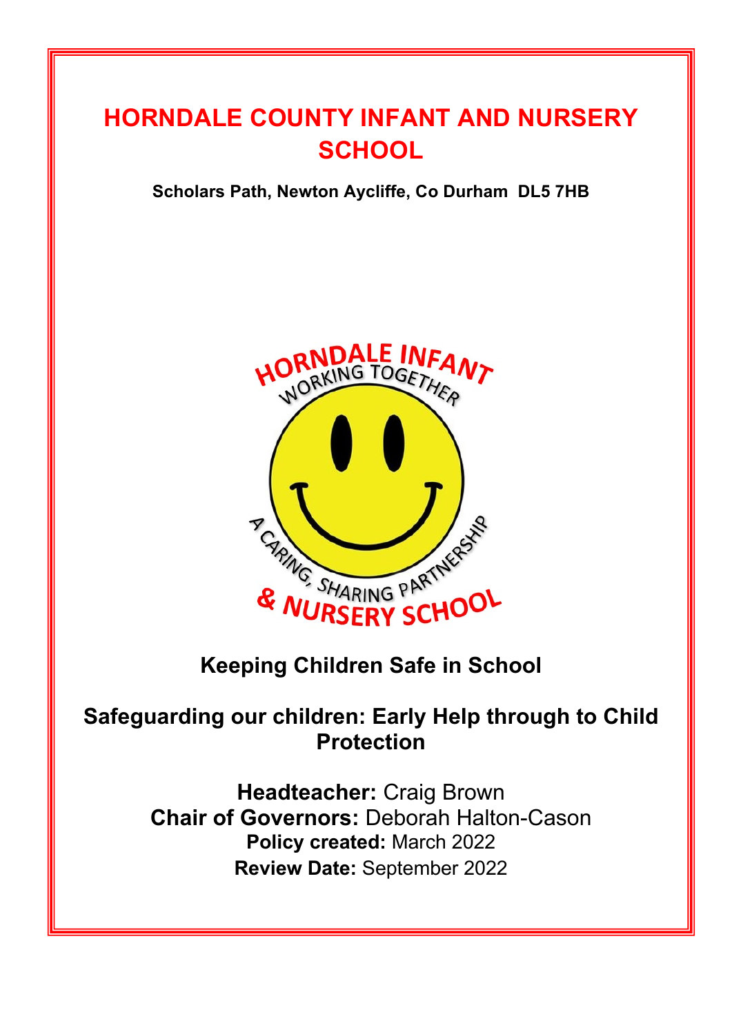# HORNDALE COUNTY INFANT AND NURSERY SCHOOL

**Scholars Path, Newton Aycliffe, Co Durham DL5 7HB**

## Keeping Children Safe in School

## Safeguarding our children: Early Help through to Child Protection

**Headteacher:** Craig Brown
**Chair of Governors:** Deborah Halton-Cason
**Policy created:** March 2022
**Review Date:** September 2022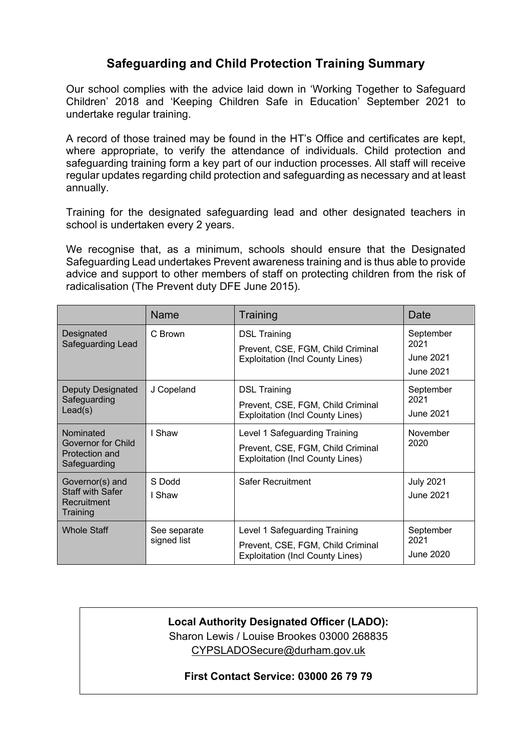## Safeguarding and Child Protection Training Summary

Our school complies with the advice laid down in 'Working Together to Safeguard Children' 2018 and 'Keeping Children Safe in Education' September 2021 to undertake regular training.

A record of those trained may be found in the HT's Office and certificates are kept, where appropriate, to verify the attendance of individuals. Child protection and safeguarding training form a key part of our induction processes. All staff will receive regular updates regarding child protection and safeguarding as necessary and at least annually.

Training for the designated safeguarding lead and other designated teachers in school is undertaken every 2 years.

We recognise that, as a minimum, schools should ensure that the Designated Safeguarding Lead undertakes Prevent awareness training and is thus able to provide advice and support to other members of staff on protecting children from the risk of radicalisation (The Prevent duty DFE June 2015).

| | Name | Training | Date |
|---|---|---|---|
| Designated Safeguarding Lead | C Brown | DSL Training<br>Prevent, CSE, FGM, Child Criminal Exploitation (Incl County Lines) | September 2021<br>June 2021<br>June 2021 |
| Deputy Designated Safeguarding Lead(s) | J Copeland | DSL Training<br>Prevent, CSE, FGM, Child Criminal Exploitation (Incl County Lines) | September 2021<br>June 2021 |
| Nominated Governor for Child Protection and Safeguarding | I Shaw | Level 1 Safeguarding Training<br>Prevent, CSE, FGM, Child Criminal Exploitation (Incl County Lines) | November 2020 |
| Governor(s) and Staff with Safer Recruitment Training | S Dodd<br>I Shaw | Safer Recruitment | July 2021<br>June 2021 |
| Whole Staff | See separate signed list | Level 1 Safeguarding Training<br>Prevent, CSE, FGM, Child Criminal Exploitation (Incl County Lines) | September 2021<br>June 2020 |

**Local Authority Designated Officer (LADO):**
Sharon Lewis / Louise Brookes 03000 268835
CYPSLADOSecure@durham.gov.uk

**First Contact Service: 03000 26 79 79**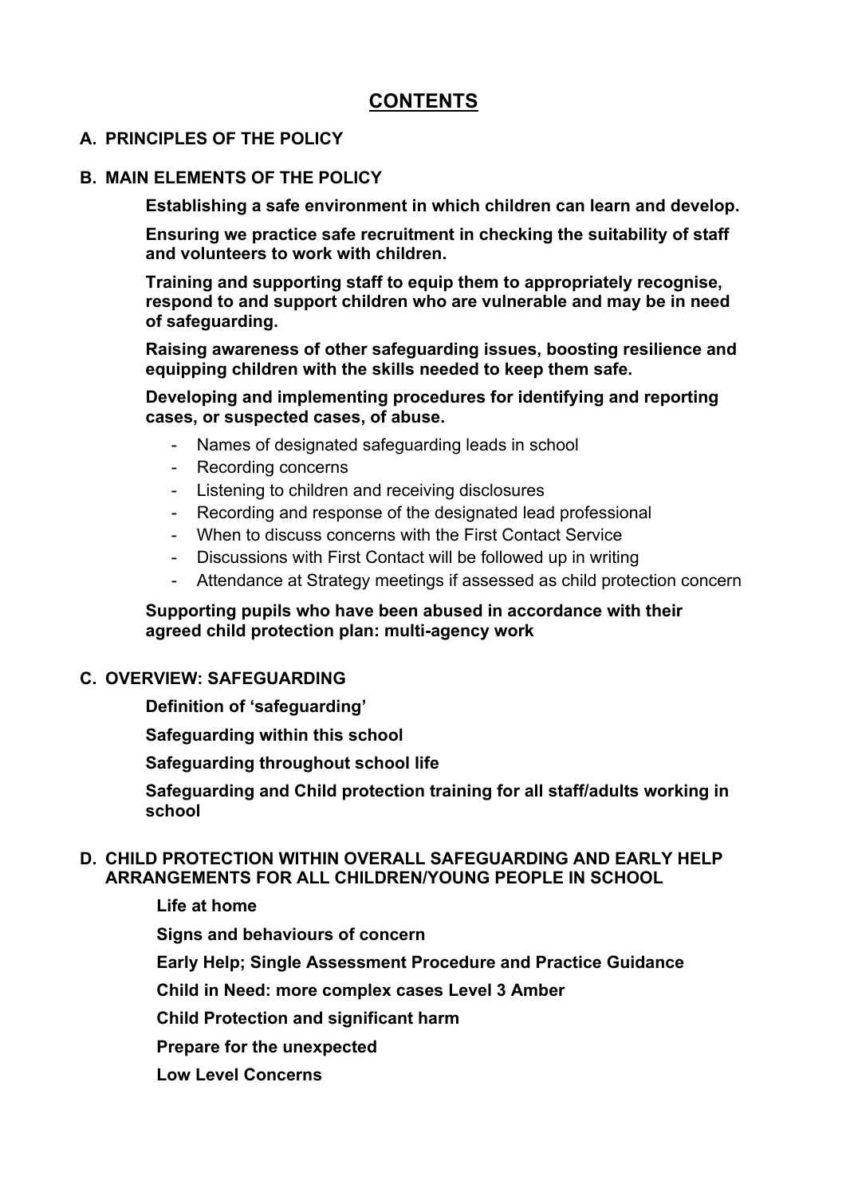# CONTENTS

**A. PRINCIPLES OF THE POLICY**

**B. MAIN ELEMENTS OF THE POLICY**

**Establishing a safe environment in which children can learn and develop.**

**Ensuring we practice safe recruitment in checking the suitability of staff and volunteers to work with children.**

**Training and supporting staff to equip them to appropriately recognise, respond to and support children who are vulnerable and may be in need of safeguarding.**

**Raising awareness of other safeguarding issues, boosting resilience and equipping children with the skills needed to keep them safe.**

**Developing and implementing procedures for identifying and reporting cases, or suspected cases, of abuse.**

- Names of designated safeguarding leads in school
- Recording concerns
- Listening to children and receiving disclosures
- Recording and response of the designated lead professional
- When to discuss concerns with the First Contact Service
- Discussions with First Contact will be followed up in writing
- Attendance at Strategy meetings if assessed as child protection concern

**Supporting pupils who have been abused in accordance with their agreed child protection plan: multi-agency work**

**C. OVERVIEW: SAFEGUARDING**

**Definition of 'safeguarding'**

**Safeguarding within this school**

**Safeguarding throughout school life**

**Safeguarding and Child protection training for all staff/adults working in school**

**D. CHILD PROTECTION WITHIN OVERALL SAFEGUARDING AND EARLY HELP ARRANGEMENTS FOR ALL CHILDREN/YOUNG PEOPLE IN SCHOOL**

**Life at home**

**Signs and behaviours of concern**

**Early Help; Single Assessment Procedure and Practice Guidance**

**Child in Need: more complex cases Level 3 Amber**

**Child Protection and significant harm**

**Prepare for the unexpected**

**Low Level Concerns**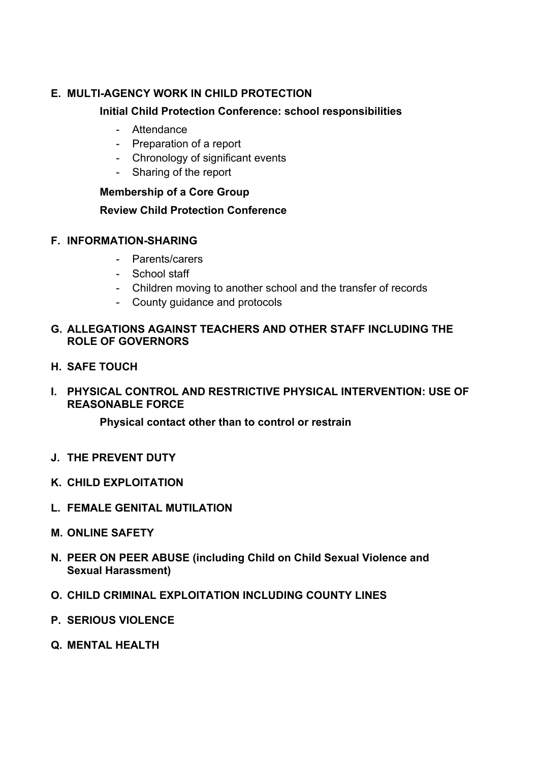**E. MULTI-AGENCY WORK IN CHILD PROTECTION**

**Initial Child Protection Conference: school responsibilities**

- Attendance
- Preparation of a report
- Chronology of significant events
- Sharing of the report

**Membership of a Core Group**

**Review Child Protection Conference**

**F. INFORMATION-SHARING**

- Parents/carers
- School staff
- Children moving to another school and the transfer of records
- County guidance and protocols

**G. ALLEGATIONS AGAINST TEACHERS AND OTHER STAFF INCLUDING THE ROLE OF GOVERNORS**

**H. SAFE TOUCH**

**I. PHYSICAL CONTROL AND RESTRICTIVE PHYSICAL INTERVENTION: USE OF REASONABLE FORCE**

**Physical contact other than to control or restrain**

**J. THE PREVENT DUTY**

**K. CHILD EXPLOITATION**

**L. FEMALE GENITAL MUTILATION**

**M. ONLINE SAFETY**

**N. PEER ON PEER ABUSE (including Child on Child Sexual Violence and Sexual Harassment)**

**O. CHILD CRIMINAL EXPLOITATION INCLUDING COUNTY LINES**

**P. SERIOUS VIOLENCE**

**Q. MENTAL HEALTH**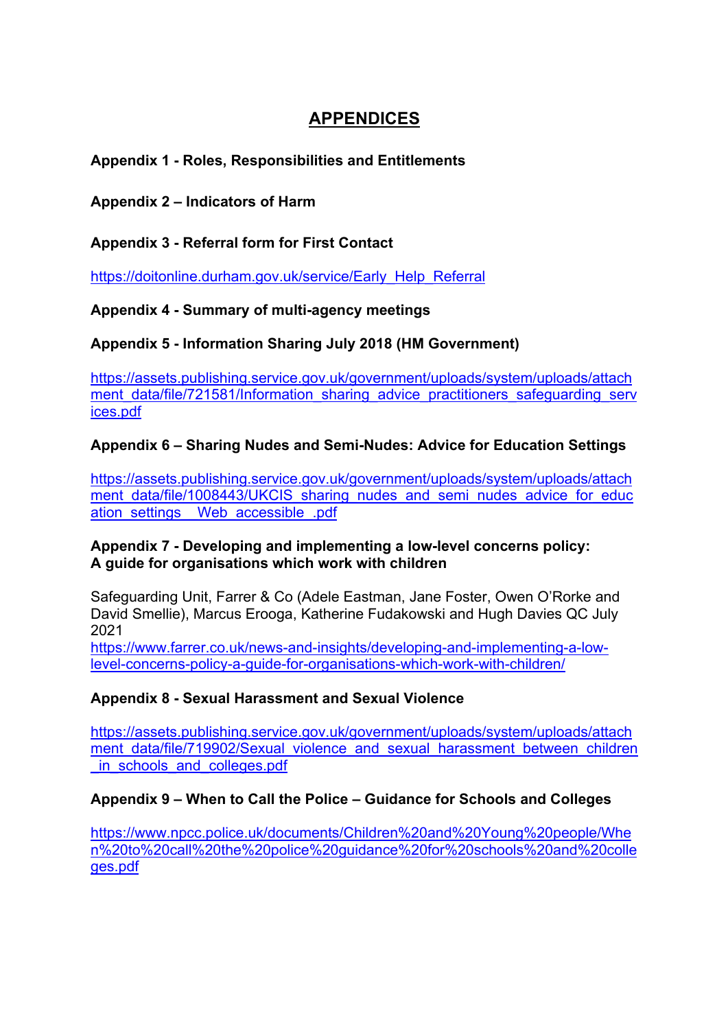# APPENDICES

**Appendix 1 - Roles, Responsibilities and Entitlements**

**Appendix 2 – Indicators of Harm**

**Appendix 3 - Referral form for First Contact**

https://doitonline.durham.gov.uk/service/Early_Help_Referral

**Appendix 4 - Summary of multi-agency meetings**

**Appendix 5 - Information Sharing July 2018 (HM Government)**

https://assets.publishing.service.gov.uk/government/uploads/system/uploads/attachment_data/file/721581/Information_sharing_advice_practitioners_safeguarding_services.pdf

**Appendix 6 – Sharing Nudes and Semi-Nudes: Advice for Education Settings**

https://assets.publishing.service.gov.uk/government/uploads/system/uploads/attachment_data/file/1008443/UKCIS_sharing_nudes_and_semi_nudes_advice_for_education_settings__Web_accessible_.pdf

**Appendix 7 - Developing and implementing a low-level concerns policy: A guide for organisations which work with children**

Safeguarding Unit, Farrer & Co (Adele Eastman, Jane Foster, Owen O'Rorke and David Smellie), Marcus Erooga, Katherine Fudakowski and Hugh Davies QC July 2021
https://www.farrer.co.uk/news-and-insights/developing-and-implementing-a-low-level-concerns-policy-a-guide-for-organisations-which-work-with-children/

**Appendix 8 - Sexual Harassment and Sexual Violence**

https://assets.publishing.service.gov.uk/government/uploads/system/uploads/attachment_data/file/719902/Sexual_violence_and_sexual_harassment_between_children_in_schools_and_colleges.pdf

**Appendix 9 – When to Call the Police – Guidance for Schools and Colleges**

https://www.npcc.police.uk/documents/Children%20and%20Young%20people/When%20to%20call%20the%20police%20guidance%20for%20schools%20and%20colleges.pdf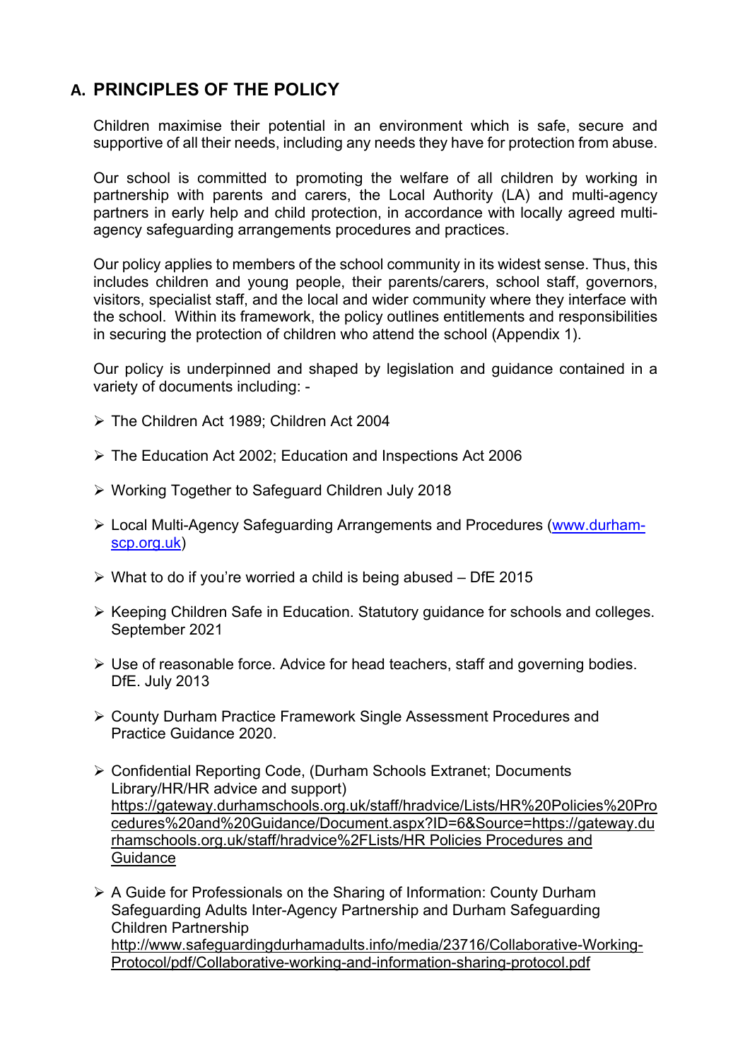## A. PRINCIPLES OF THE POLICY

Children maximise their potential in an environment which is safe, secure and supportive of all their needs, including any needs they have for protection from abuse.

Our school is committed to promoting the welfare of all children by working in partnership with parents and carers, the Local Authority (LA) and multi-agency partners in early help and child protection, in accordance with locally agreed multi-agency safeguarding arrangements procedures and practices.

Our policy applies to members of the school community in its widest sense. Thus, this includes children and young people, their parents/carers, school staff, governors, visitors, specialist staff, and the local and wider community where they interface with the school. Within its framework, the policy outlines entitlements and responsibilities in securing the protection of children who attend the school (Appendix 1).

Our policy is underpinned and shaped by legislation and guidance contained in a variety of documents including: -

- The Children Act 1989; Children Act 2004
- The Education Act 2002; Education and Inspections Act 2006
- Working Together to Safeguard Children July 2018
- Local Multi-Agency Safeguarding Arrangements and Procedures (www.durham-scp.org.uk)
- What to do if you're worried a child is being abused – DfE 2015
- Keeping Children Safe in Education. Statutory guidance for schools and colleges. September 2021
- Use of reasonable force. Advice for head teachers, staff and governing bodies. DfE. July 2013
- County Durham Practice Framework Single Assessment Procedures and Practice Guidance 2020.
- Confidential Reporting Code, (Durham Schools Extranet; Documents Library/HR/HR advice and support) https://gateway.durhamschools.org.uk/staff/hradvice/Lists/HR%20Policies%20Procedures%20and%20Guidance/Document.aspx?ID=6&Source=https://gateway.durhamschools.org.uk/staff/hradvice%2FLists/HR Policies Procedures and Guidance
- A Guide for Professionals on the Sharing of Information: County Durham Safeguarding Adults Inter-Agency Partnership and Durham Safeguarding Children Partnership http://www.safeguardingdurhamadults.info/media/23716/Collaborative-Working-Protocol/pdf/Collaborative-working-and-information-sharing-protocol.pdf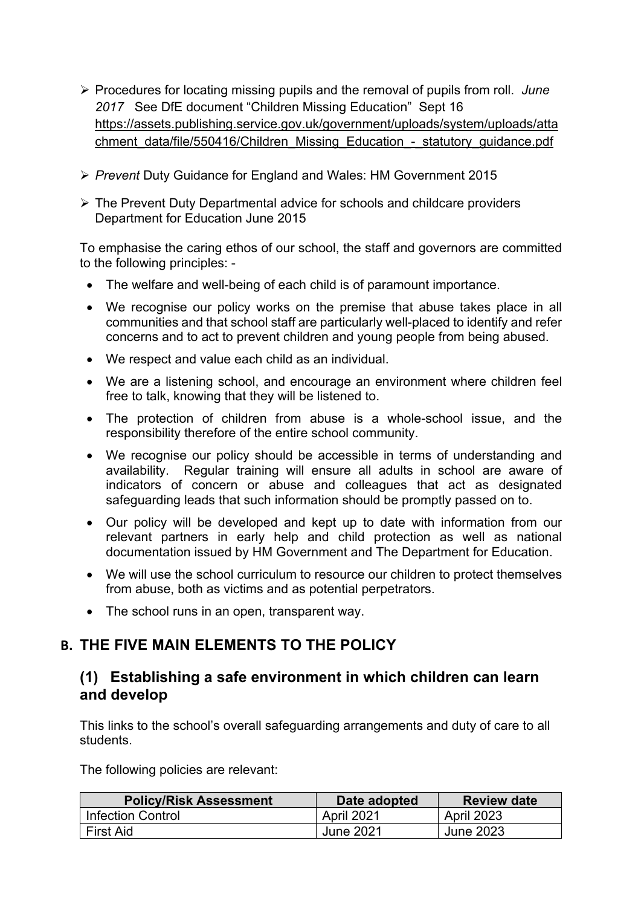- Procedures for locating missing pupils and the removal of pupils from roll. *June 2017* See DfE document "Children Missing Education" Sept 16 https://assets.publishing.service.gov.uk/government/uploads/system/uploads/attachment_data/file/550416/Children_Missing_Education_-_statutory_guidance.pdf

- *Prevent* Duty Guidance for England and Wales: HM Government 2015

- The Prevent Duty Departmental advice for schools and childcare providers Department for Education June 2015

To emphasise the caring ethos of our school, the staff and governors are committed to the following principles: -

- The welfare and well-being of each child is of paramount importance.
- We recognise our policy works on the premise that abuse takes place in all communities and that school staff are particularly well-placed to identify and refer concerns and to act to prevent children and young people from being abused.
- We respect and value each child as an individual.
- We are a listening school, and encourage an environment where children feel free to talk, knowing that they will be listened to.
- The protection of children from abuse is a whole-school issue, and the responsibility therefore of the entire school community.
- We recognise our policy should be accessible in terms of understanding and availability. Regular training will ensure all adults in school are aware of indicators of concern or abuse and colleagues that act as designated safeguarding leads that such information should be promptly passed on to.
- Our policy will be developed and kept up to date with information from our relevant partners in early help and child protection as well as national documentation issued by HM Government and The Department for Education.
- We will use the school curriculum to resource our children to protect themselves from abuse, both as victims and as potential perpetrators.
- The school runs in an open, transparent way.

## B. THE FIVE MAIN ELEMENTS TO THE POLICY

### (1) Establishing a safe environment in which children can learn and develop

This links to the school's overall safeguarding arrangements and duty of care to all students.

The following policies are relevant:

| Policy/Risk Assessment | Date adopted | Review date |
|---|---|---|
| Infection Control | April 2021 | April 2023 |
| First Aid | June 2021 | June 2023 |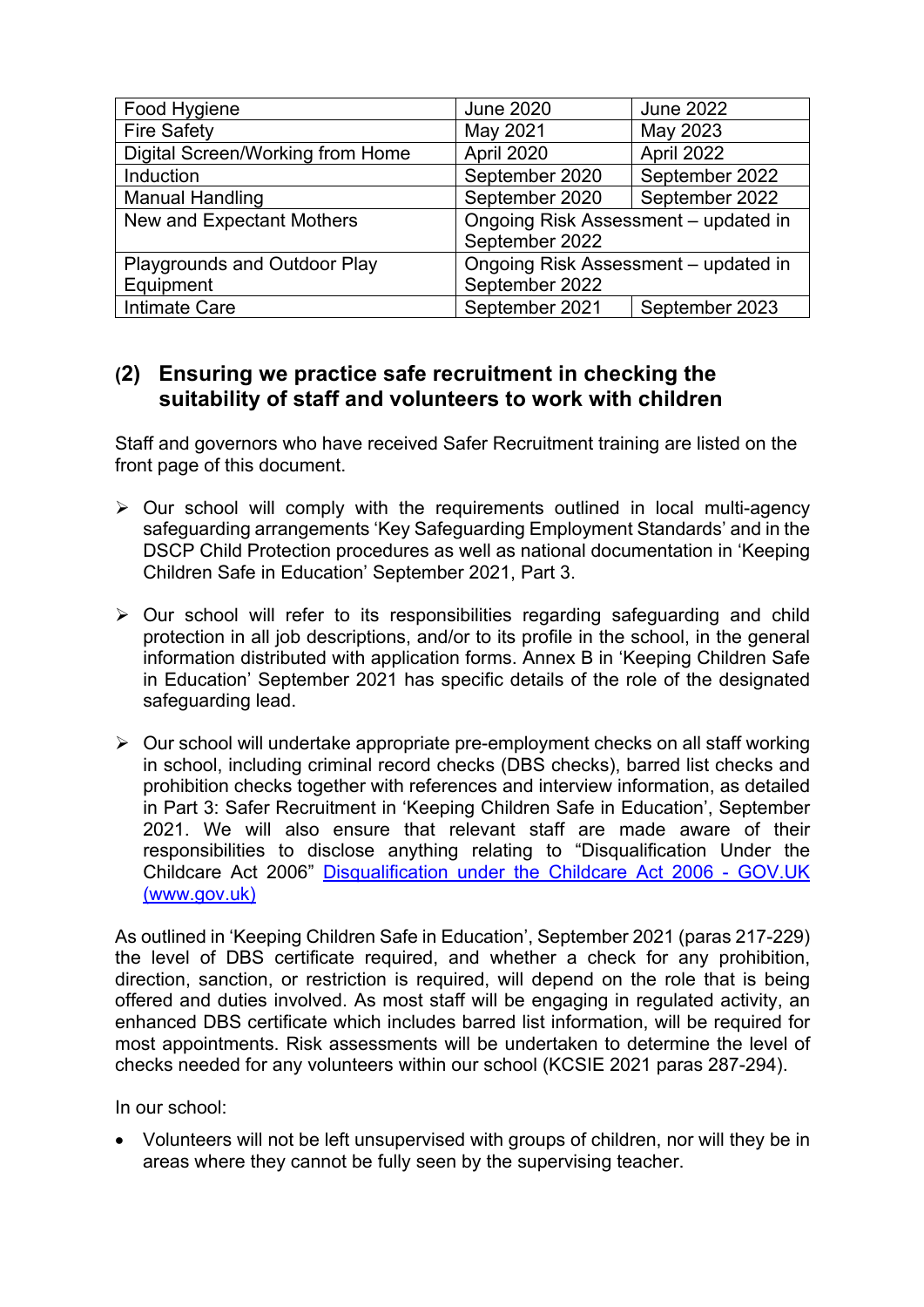| Food Hygiene | June 2020 | June 2022 |
|---|---|---|
| Fire Safety | May 2021 | May 2023 |
| Digital Screen/Working from Home | April 2020 | April 2022 |
| Induction | September 2020 | September 2022 |
| Manual Handling | September 2020 | September 2022 |
| New and Expectant Mothers | Ongoing Risk Assessment – updated in September 2022 | |
| Playgrounds and Outdoor Play Equipment | Ongoing Risk Assessment – updated in September 2022 | |
| Intimate Care | September 2021 | September 2023 |

## (2) Ensuring we practice safe recruitment in checking the suitability of staff and volunteers to work with children

Staff and governors who have received Safer Recruitment training are listed on the front page of this document.

- Our school will comply with the requirements outlined in local multi-agency safeguarding arrangements 'Key Safeguarding Employment Standards' and in the DSCP Child Protection procedures as well as national documentation in 'Keeping Children Safe in Education' September 2021, Part 3.

- Our school will refer to its responsibilities regarding safeguarding and child protection in all job descriptions, and/or to its profile in the school, in the general information distributed with application forms. Annex B in 'Keeping Children Safe in Education' September 2021 has specific details of the role of the designated safeguarding lead.

- Our school will undertake appropriate pre-employment checks on all staff working in school, including criminal record checks (DBS checks), barred list checks and prohibition checks together with references and interview information, as detailed in Part 3: Safer Recruitment in 'Keeping Children Safe in Education', September 2021. We will also ensure that relevant staff are made aware of their responsibilities to disclose anything relating to "Disqualification Under the Childcare Act 2006" [Disqualification under the Childcare Act 2006 - GOV.UK (www.gov.uk)](https://www.gov.uk)

As outlined in 'Keeping Children Safe in Education', September 2021 (paras 217-229) the level of DBS certificate required, and whether a check for any prohibition, direction, sanction, or restriction is required, will depend on the role that is being offered and duties involved. As most staff will be engaging in regulated activity, an enhanced DBS certificate which includes barred list information, will be required for most appointments. Risk assessments will be undertaken to determine the level of checks needed for any volunteers within our school (KCSIE 2021 paras 287-294).

In our school:

- Volunteers will not be left unsupervised with groups of children, nor will they be in areas where they cannot be fully seen by the supervising teacher.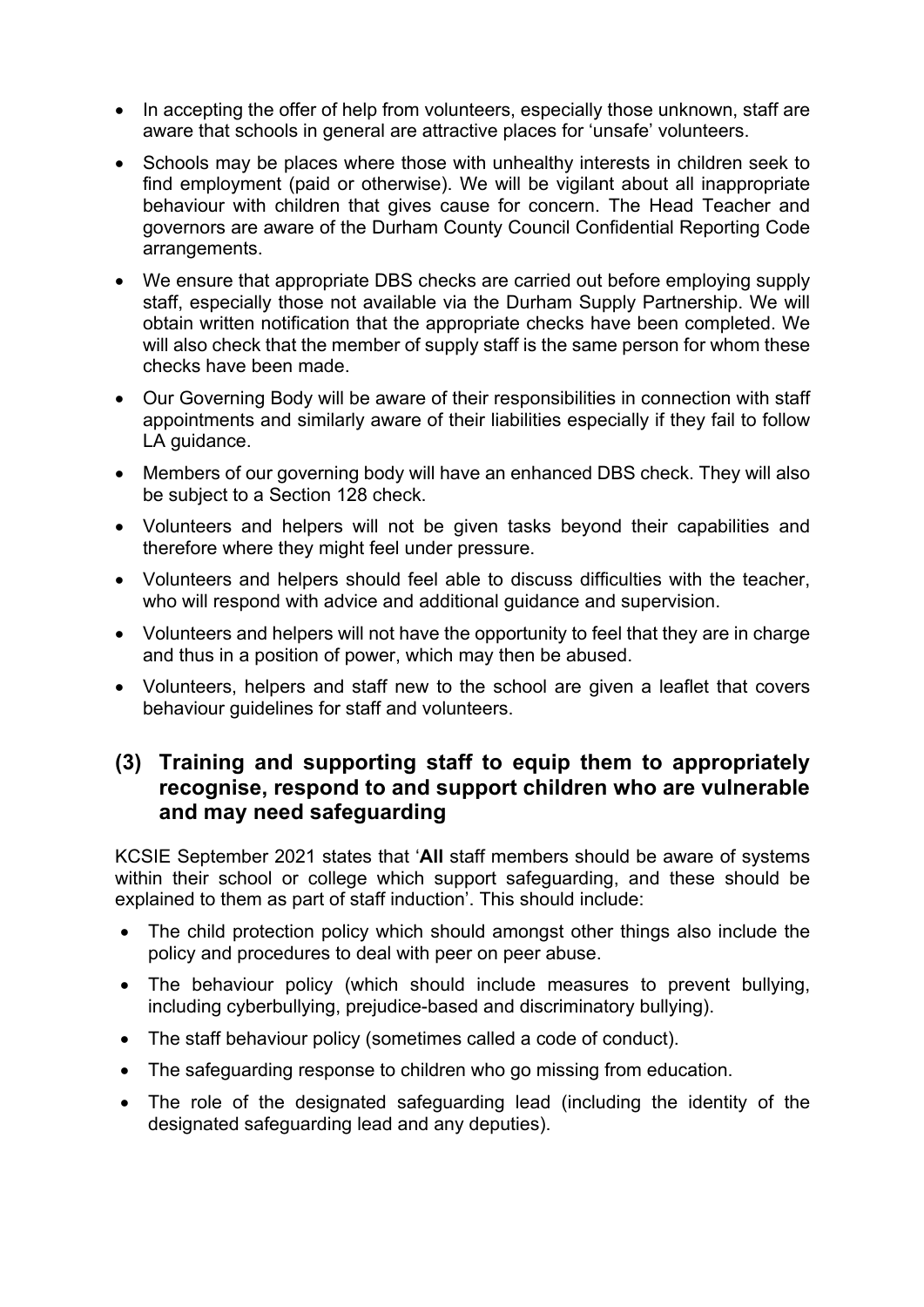- In accepting the offer of help from volunteers, especially those unknown, staff are aware that schools in general are attractive places for 'unsafe' volunteers.
- Schools may be places where those with unhealthy interests in children seek to find employment (paid or otherwise). We will be vigilant about all inappropriate behaviour with children that gives cause for concern. The Head Teacher and governors are aware of the Durham County Council Confidential Reporting Code arrangements.
- We ensure that appropriate DBS checks are carried out before employing supply staff, especially those not available via the Durham Supply Partnership. We will obtain written notification that the appropriate checks have been completed. We will also check that the member of supply staff is the same person for whom these checks have been made.
- Our Governing Body will be aware of their responsibilities in connection with staff appointments and similarly aware of their liabilities especially if they fail to follow LA guidance.
- Members of our governing body will have an enhanced DBS check. They will also be subject to a Section 128 check.
- Volunteers and helpers will not be given tasks beyond their capabilities and therefore where they might feel under pressure.
- Volunteers and helpers should feel able to discuss difficulties with the teacher, who will respond with advice and additional guidance and supervision.
- Volunteers and helpers will not have the opportunity to feel that they are in charge and thus in a position of power, which may then be abused.
- Volunteers, helpers and staff new to the school are given a leaflet that covers behaviour guidelines for staff and volunteers.

## (3) Training and supporting staff to equip them to appropriately recognise, respond to and support children who are vulnerable and may need safeguarding

KCSIE September 2021 states that '**All** staff members should be aware of systems within their school or college which support safeguarding, and these should be explained to them as part of staff induction'. This should include:

- The child protection policy which should amongst other things also include the policy and procedures to deal with peer on peer abuse.
- The behaviour policy (which should include measures to prevent bullying, including cyberbullying, prejudice-based and discriminatory bullying).
- The staff behaviour policy (sometimes called a code of conduct).
- The safeguarding response to children who go missing from education.
- The role of the designated safeguarding lead (including the identity of the designated safeguarding lead and any deputies).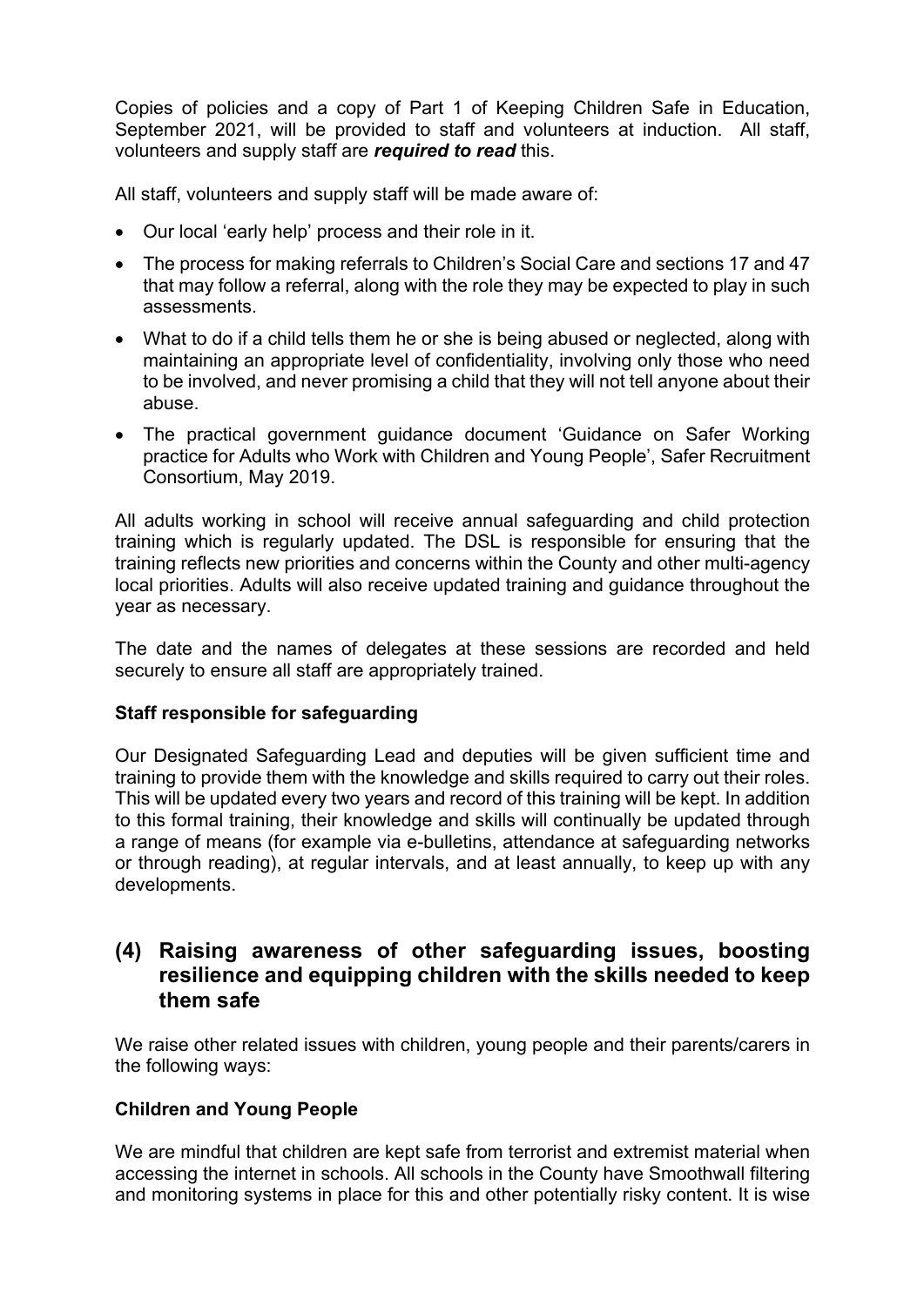Copies of policies and a copy of Part 1 of Keeping Children Safe in Education, September 2021, will be provided to staff and volunteers at induction. All staff, volunteers and supply staff are ***required to read*** this.

All staff, volunteers and supply staff will be made aware of:

- Our local 'early help' process and their role in it.
- The process for making referrals to Children's Social Care and sections 17 and 47 that may follow a referral, along with the role they may be expected to play in such assessments.
- What to do if a child tells them he or she is being abused or neglected, along with maintaining an appropriate level of confidentiality, involving only those who need to be involved, and never promising a child that they will not tell anyone about their abuse.
- The practical government guidance document 'Guidance on Safer Working practice for Adults who Work with Children and Young People', Safer Recruitment Consortium, May 2019.

All adults working in school will receive annual safeguarding and child protection training which is regularly updated. The DSL is responsible for ensuring that the training reflects new priorities and concerns within the County and other multi-agency local priorities. Adults will also receive updated training and guidance throughout the year as necessary.

The date and the names of delegates at these sessions are recorded and held securely to ensure all staff are appropriately trained.

**Staff responsible for safeguarding**

Our Designated Safeguarding Lead and deputies will be given sufficient time and training to provide them with the knowledge and skills required to carry out their roles. This will be updated every two years and record of this training will be kept. In addition to this formal training, their knowledge and skills will continually be updated through a range of means (for example via e-bulletins, attendance at safeguarding networks or through reading), at regular intervals, and at least annually, to keep up with any developments.

## (4) Raising awareness of other safeguarding issues, boosting resilience and equipping children with the skills needed to keep them safe

We raise other related issues with children, young people and their parents/carers in the following ways:

**Children and Young People**

We are mindful that children are kept safe from terrorist and extremist material when accessing the internet in schools. All schools in the County have Smoothwall filtering and monitoring systems in place for this and other potentially risky content. It is wise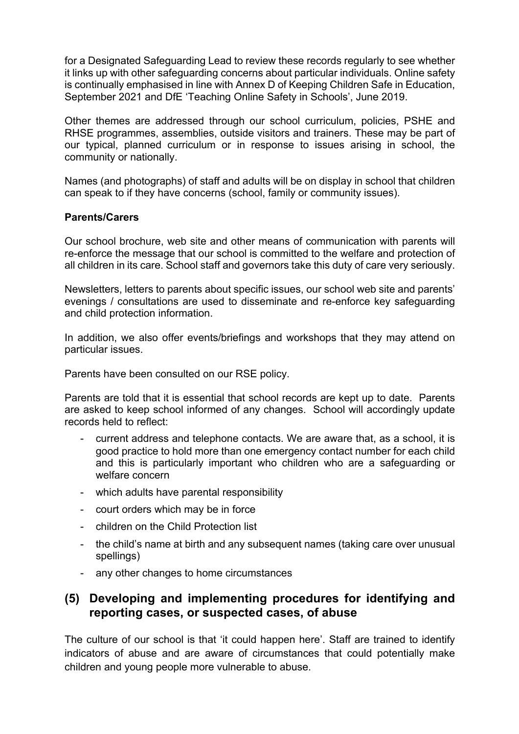for a Designated Safeguarding Lead to review these records regularly to see whether it links up with other safeguarding concerns about particular individuals. Online safety is continually emphasised in line with Annex D of Keeping Children Safe in Education, September 2021 and DfE 'Teaching Online Safety in Schools', June 2019.

Other themes are addressed through our school curriculum, policies, PSHE and RHSE programmes, assemblies, outside visitors and trainers. These may be part of our typical, planned curriculum or in response to issues arising in school, the community or nationally.

Names (and photographs) of staff and adults will be on display in school that children can speak to if they have concerns (school, family or community issues).

**Parents/Carers**

Our school brochure, web site and other means of communication with parents will re-enforce the message that our school is committed to the welfare and protection of all children in its care. School staff and governors take this duty of care very seriously.

Newsletters, letters to parents about specific issues, our school web site and parents' evenings / consultations are used to disseminate and re-enforce key safeguarding and child protection information.

In addition, we also offer events/briefings and workshops that they may attend on particular issues.

Parents have been consulted on our RSE policy.

Parents are told that it is essential that school records are kept up to date. Parents are asked to keep school informed of any changes. School will accordingly update records held to reflect:

- current address and telephone contacts. We are aware that, as a school, it is good practice to hold more than one emergency contact number for each child and this is particularly important who children who are a safeguarding or welfare concern
- which adults have parental responsibility
- court orders which may be in force
- children on the Child Protection list
- the child's name at birth and any subsequent names (taking care over unusual spellings)
- any other changes to home circumstances

## (5) Developing and implementing procedures for identifying and reporting cases, or suspected cases, of abuse

The culture of our school is that 'it could happen here'. Staff are trained to identify indicators of abuse and are aware of circumstances that could potentially make children and young people more vulnerable to abuse.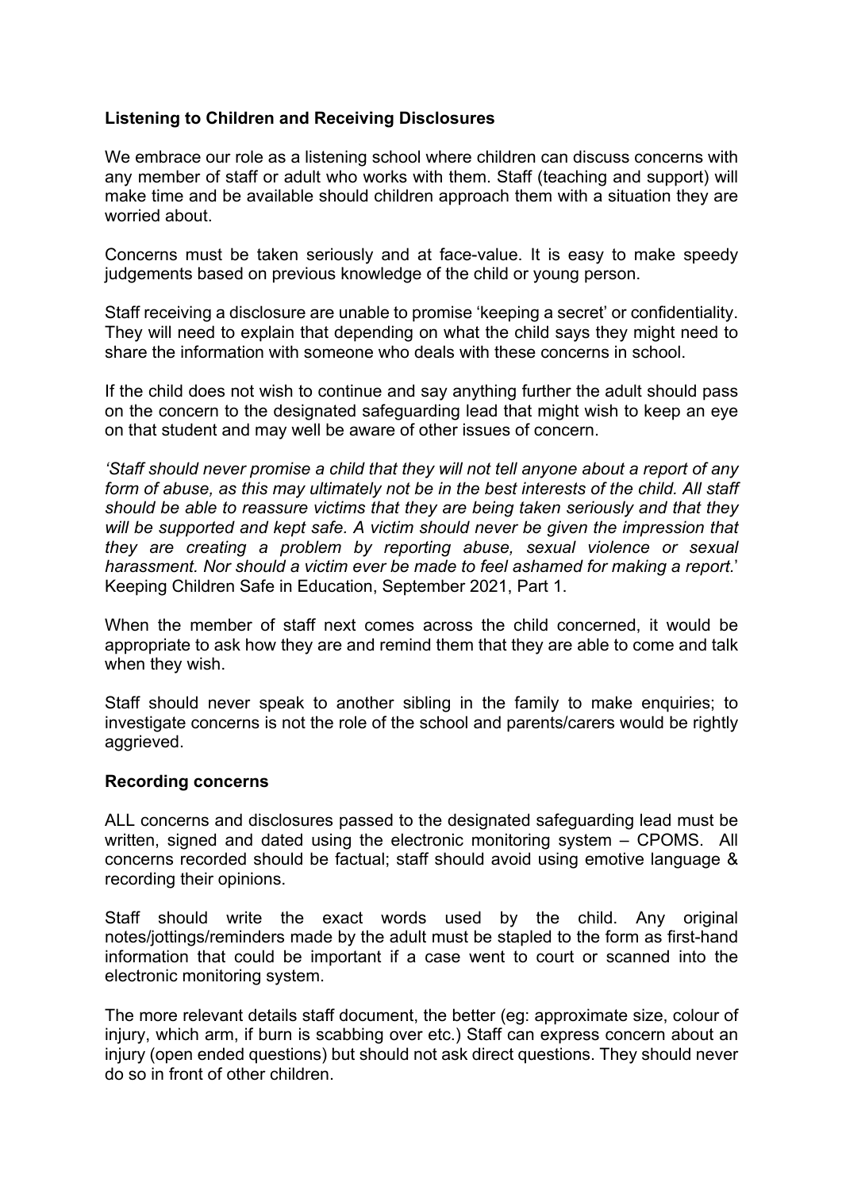**Listening to Children and Receiving Disclosures**

We embrace our role as a listening school where children can discuss concerns with any member of staff or adult who works with them. Staff (teaching and support) will make time and be available should children approach them with a situation they are worried about.

Concerns must be taken seriously and at face-value. It is easy to make speedy judgements based on previous knowledge of the child or young person.

Staff receiving a disclosure are unable to promise 'keeping a secret' or confidentiality. They will need to explain that depending on what the child says they might need to share the information with someone who deals with these concerns in school.

If the child does not wish to continue and say anything further the adult should pass on the concern to the designated safeguarding lead that might wish to keep an eye on that student and may well be aware of other issues of concern.

*'Staff should never promise a child that they will not tell anyone about a report of any form of abuse, as this may ultimately not be in the best interests of the child. All staff should be able to reassure victims that they are being taken seriously and that they will be supported and kept safe. A victim should never be given the impression that they are creating a problem by reporting abuse, sexual violence or sexual harassment. Nor should a victim ever be made to feel ashamed for making a report.*' Keeping Children Safe in Education, September 2021, Part 1.

When the member of staff next comes across the child concerned, it would be appropriate to ask how they are and remind them that they are able to come and talk when they wish.

Staff should never speak to another sibling in the family to make enquiries; to investigate concerns is not the role of the school and parents/carers would be rightly aggrieved.

**Recording concerns**

ALL concerns and disclosures passed to the designated safeguarding lead must be written, signed and dated using the electronic monitoring system – CPOMS. All concerns recorded should be factual; staff should avoid using emotive language & recording their opinions.

Staff should write the exact words used by the child. Any original notes/jottings/reminders made by the adult must be stapled to the form as first-hand information that could be important if a case went to court or scanned into the electronic monitoring system.

The more relevant details staff document, the better (eg: approximate size, colour of injury, which arm, if burn is scabbing over etc.) Staff can express concern about an injury (open ended questions) but should not ask direct questions. They should never do so in front of other children.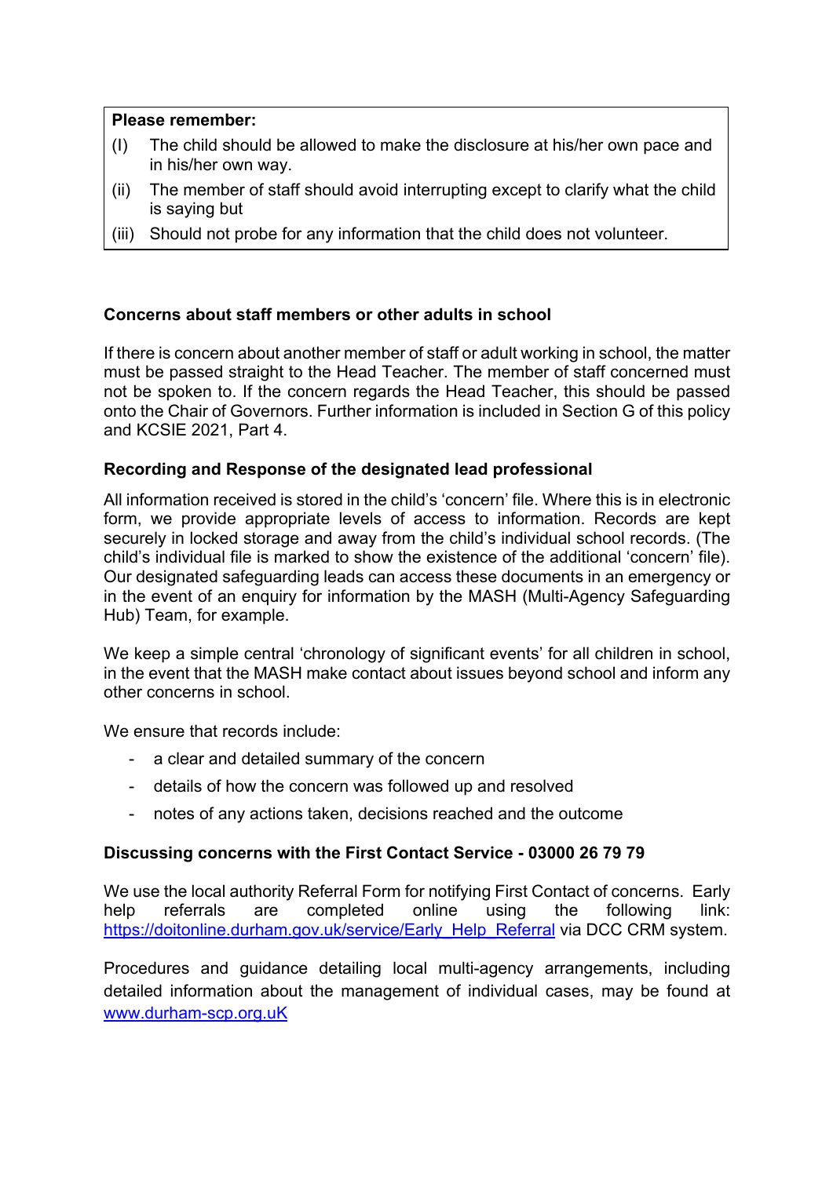**Please remember:**

(I) The child should be allowed to make the disclosure at his/her own pace and in his/her own way.

(ii) The member of staff should avoid interrupting except to clarify what the child is saying but

(iii) Should not probe for any information that the child does not volunteer.

**Concerns about staff members or other adults in school**

If there is concern about another member of staff or adult working in school, the matter must be passed straight to the Head Teacher. The member of staff concerned must not be spoken to. If the concern regards the Head Teacher, this should be passed onto the Chair of Governors. Further information is included in Section G of this policy and KCSIE 2021, Part 4.

**Recording and Response of the designated lead professional**

All information received is stored in the child's 'concern' file. Where this is in electronic form, we provide appropriate levels of access to information. Records are kept securely in locked storage and away from the child's individual school records. (The child's individual file is marked to show the existence of the additional 'concern' file). Our designated safeguarding leads can access these documents in an emergency or in the event of an enquiry for information by the MASH (Multi-Agency Safeguarding Hub) Team, for example.

We keep a simple central 'chronology of significant events' for all children in school, in the event that the MASH make contact about issues beyond school and inform any other concerns in school.

We ensure that records include:

- a clear and detailed summary of the concern
- details of how the concern was followed up and resolved
- notes of any actions taken, decisions reached and the outcome

**Discussing concerns with the First Contact Service - 03000 26 79 79**

We use the local authority Referral Form for notifying First Contact of concerns. Early help referrals are completed online using the following link: [https://doitonline.durham.gov.uk/service/Early_Help_Referral](https://doitonline.durham.gov.uk/service/Early_Help_Referral) via DCC CRM system.

Procedures and guidance detailing local multi-agency arrangements, including detailed information about the management of individual cases, may be found at [www.durham-scp.org.uK](www.durham-scp.org.uK)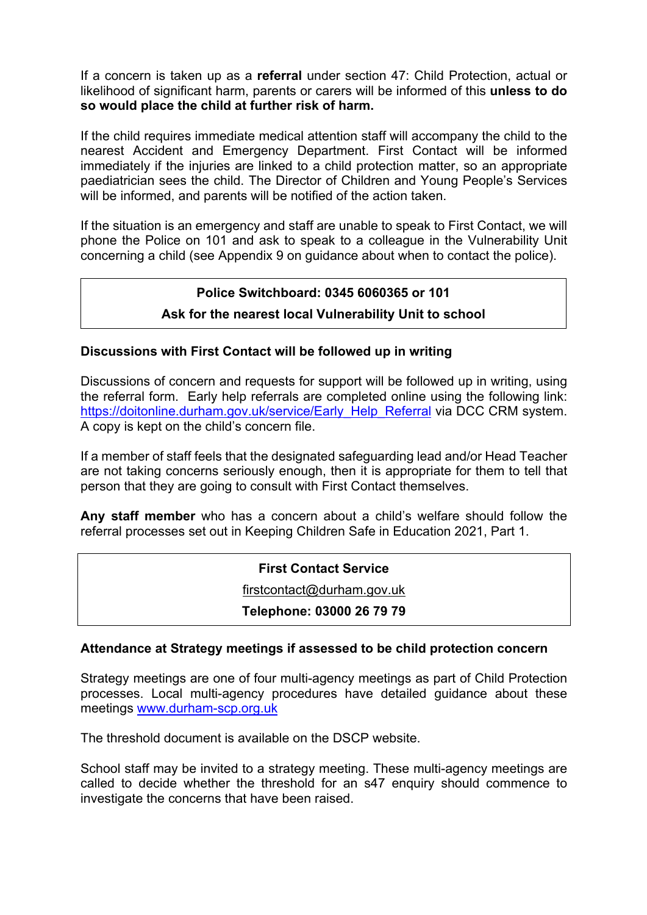If a concern is taken up as a **referral** under section 47: Child Protection, actual or likelihood of significant harm, parents or carers will be informed of this **unless to do so would place the child at further risk of harm.**

If the child requires immediate medical attention staff will accompany the child to the nearest Accident and Emergency Department. First Contact will be informed immediately if the injuries are linked to a child protection matter, so an appropriate paediatrician sees the child. The Director of Children and Young People's Services will be informed, and parents will be notified of the action taken.

If the situation is an emergency and staff are unable to speak to First Contact, we will phone the Police on 101 and ask to speak to a colleague in the Vulnerability Unit concerning a child (see Appendix 9 on guidance about when to contact the police).

| **Police Switchboard: 0345 6060365 or 101** |
|---|
| **Ask for the nearest local Vulnerability Unit to school** |

**Discussions with First Contact will be followed up in writing**

Discussions of concern and requests for support will be followed up in writing, using the referral form. Early help referrals are completed online using the following link: [https://doitonline.durham.gov.uk/service/Early_Help_Referral](https://doitonline.durham.gov.uk/service/Early_Help_Referral) via DCC CRM system. A copy is kept on the child's concern file.

If a member of staff feels that the designated safeguarding lead and/or Head Teacher are not taking concerns seriously enough, then it is appropriate for them to tell that person that they are going to consult with First Contact themselves.

**Any staff member** who has a concern about a child's welfare should follow the referral processes set out in Keeping Children Safe in Education 2021, Part 1.

| **First Contact Service** |
|---|
| firstcontact@durham.gov.uk |
| **Telephone: 03000 26 79 79** |

**Attendance at Strategy meetings if assessed to be child protection concern**

Strategy meetings are one of four multi-agency meetings as part of Child Protection processes. Local multi-agency procedures have detailed guidance about these meetings [www.durham-scp.org.uk](http://www.durham-scp.org.uk)

The threshold document is available on the DSCP website.

School staff may be invited to a strategy meeting. These multi-agency meetings are called to decide whether the threshold for an s47 enquiry should commence to investigate the concerns that have been raised.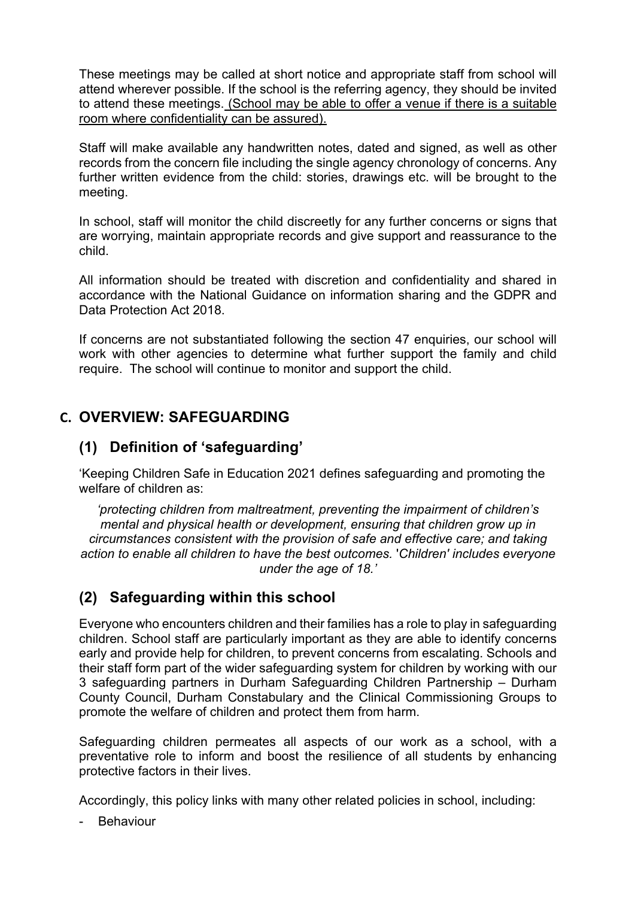These meetings may be called at short notice and appropriate staff from school will attend wherever possible. If the school is the referring agency, they should be invited to attend these meetings. <u>(School may be able to offer a venue if there is a suitable room where confidentiality can be assured).</u>

Staff will make available any handwritten notes, dated and signed, as well as other records from the concern file including the single agency chronology of concerns. Any further written evidence from the child: stories, drawings etc. will be brought to the meeting.

In school, staff will monitor the child discreetly for any further concerns or signs that are worrying, maintain appropriate records and give support and reassurance to the child.

All information should be treated with discretion and confidentiality and shared in accordance with the National Guidance on information sharing and the GDPR and Data Protection Act 2018.

If concerns are not substantiated following the section 47 enquiries, our school will work with other agencies to determine what further support the family and child require. The school will continue to monitor and support the child.

## C. OVERVIEW: SAFEGUARDING

### (1) Definition of 'safeguarding'

'Keeping Children Safe in Education 2021 defines safeguarding and promoting the welfare of children as:

*'protecting children from maltreatment, preventing the impairment of children's mental and physical health or development, ensuring that children grow up in circumstances consistent with the provision of safe and effective care; and taking action to enable all children to have the best outcomes. 'Children' includes everyone under the age of 18.'*

### (2) Safeguarding within this school

Everyone who encounters children and their families has a role to play in safeguarding children. School staff are particularly important as they are able to identify concerns early and provide help for children, to prevent concerns from escalating. Schools and their staff form part of the wider safeguarding system for children by working with our 3 safeguarding partners in Durham Safeguarding Children Partnership – Durham County Council, Durham Constabulary and the Clinical Commissioning Groups to promote the welfare of children and protect them from harm.

Safeguarding children permeates all aspects of our work as a school, with a preventative role to inform and boost the resilience of all students by enhancing protective factors in their lives.

Accordingly, this policy links with many other related policies in school, including:

- Behaviour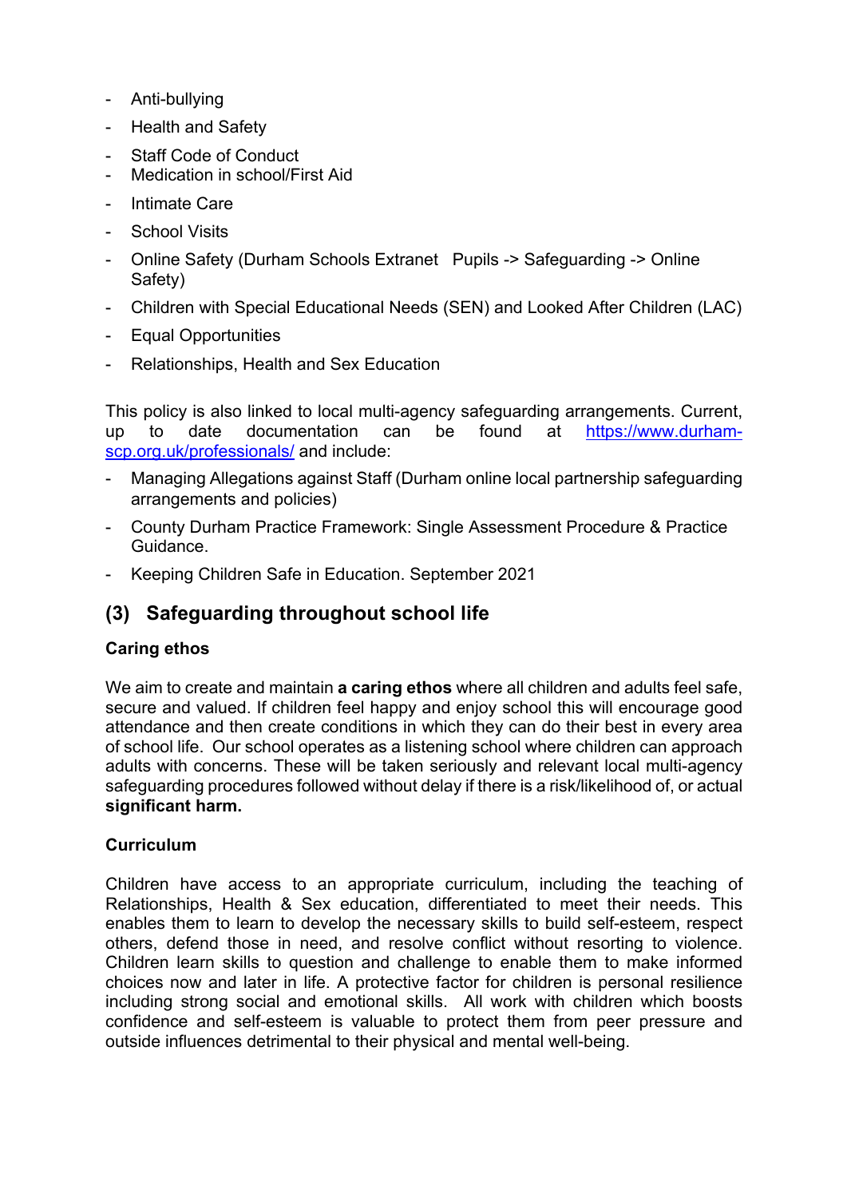- Anti-bullying
- Health and Safety
- Staff Code of Conduct
- Medication in school/First Aid
- Intimate Care
- School Visits
- Online Safety (Durham Schools Extranet Pupils -> Safeguarding -> Online Safety)
- Children with Special Educational Needs (SEN) and Looked After Children (LAC)
- Equal Opportunities
- Relationships, Health and Sex Education

This policy is also linked to local multi-agency safeguarding arrangements. Current, up to date documentation can be found at [https://www.durham-scp.org.uk/professionals/](https://www.durham-scp.org.uk/professionals/) and include:

- Managing Allegations against Staff (Durham online local partnership safeguarding arrangements and policies)
- County Durham Practice Framework: Single Assessment Procedure & Practice Guidance.
- Keeping Children Safe in Education. September 2021

## (3) Safeguarding throughout school life

### Caring ethos

We aim to create and maintain **a caring ethos** where all children and adults feel safe, secure and valued. If children feel happy and enjoy school this will encourage good attendance and then create conditions in which they can do their best in every area of school life. Our school operates as a listening school where children can approach adults with concerns. These will be taken seriously and relevant local multi-agency safeguarding procedures followed without delay if there is a risk/likelihood of, or actual **significant harm.**

### Curriculum

Children have access to an appropriate curriculum, including the teaching of Relationships, Health & Sex education, differentiated to meet their needs. This enables them to learn to develop the necessary skills to build self-esteem, respect others, defend those in need, and resolve conflict without resorting to violence. Children learn skills to question and challenge to enable them to make informed choices now and later in life. A protective factor for children is personal resilience including strong social and emotional skills. All work with children which boosts confidence and self-esteem is valuable to protect them from peer pressure and outside influences detrimental to their physical and mental well-being.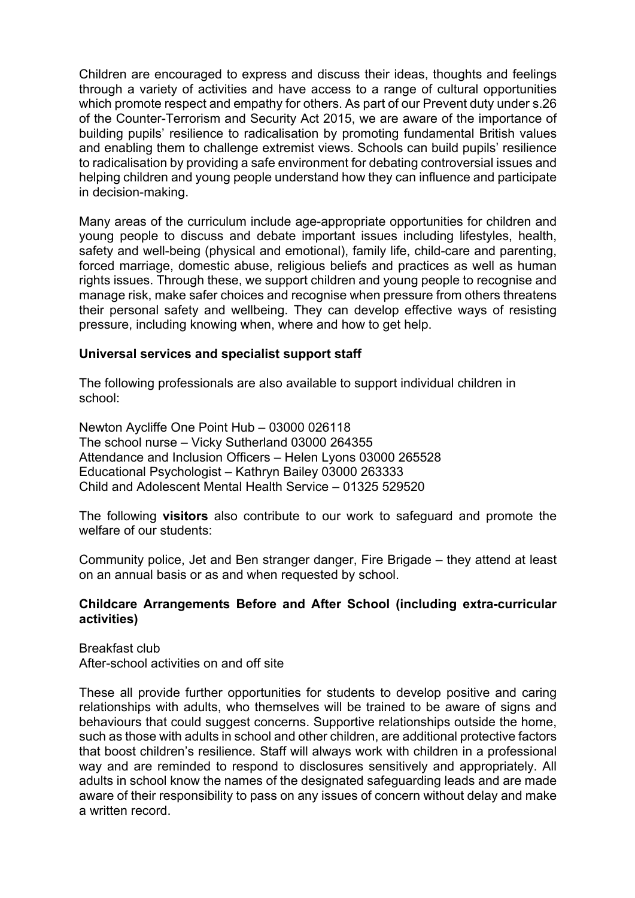Children are encouraged to express and discuss their ideas, thoughts and feelings through a variety of activities and have access to a range of cultural opportunities which promote respect and empathy for others. As part of our Prevent duty under s.26 of the Counter-Terrorism and Security Act 2015, we are aware of the importance of building pupils' resilience to radicalisation by promoting fundamental British values and enabling them to challenge extremist views. Schools can build pupils' resilience to radicalisation by providing a safe environment for debating controversial issues and helping children and young people understand how they can influence and participate in decision-making.

Many areas of the curriculum include age-appropriate opportunities for children and young people to discuss and debate important issues including lifestyles, health, safety and well-being (physical and emotional), family life, child-care and parenting, forced marriage, domestic abuse, religious beliefs and practices as well as human rights issues. Through these, we support children and young people to recognise and manage risk, make safer choices and recognise when pressure from others threatens their personal safety and wellbeing. They can develop effective ways of resisting pressure, including knowing when, where and how to get help.

**Universal services and specialist support staff**

The following professionals are also available to support individual children in school:

Newton Aycliffe One Point Hub – 03000 026118
The school nurse – Vicky Sutherland 03000 264355
Attendance and Inclusion Officers – Helen Lyons 03000 265528
Educational Psychologist – Kathryn Bailey 03000 263333
Child and Adolescent Mental Health Service – 01325 529520

The following **visitors** also contribute to our work to safeguard and promote the welfare of our students:

Community police, Jet and Ben stranger danger, Fire Brigade – they attend at least on an annual basis or as and when requested by school.

**Childcare Arrangements Before and After School (including extra-curricular activities)**

Breakfast club
After-school activities on and off site

These all provide further opportunities for students to develop positive and caring relationships with adults, who themselves will be trained to be aware of signs and behaviours that could suggest concerns. Supportive relationships outside the home, such as those with adults in school and other children, are additional protective factors that boost children's resilience. Staff will always work with children in a professional way and are reminded to respond to disclosures sensitively and appropriately. All adults in school know the names of the designated safeguarding leads and are made aware of their responsibility to pass on any issues of concern without delay and make a written record.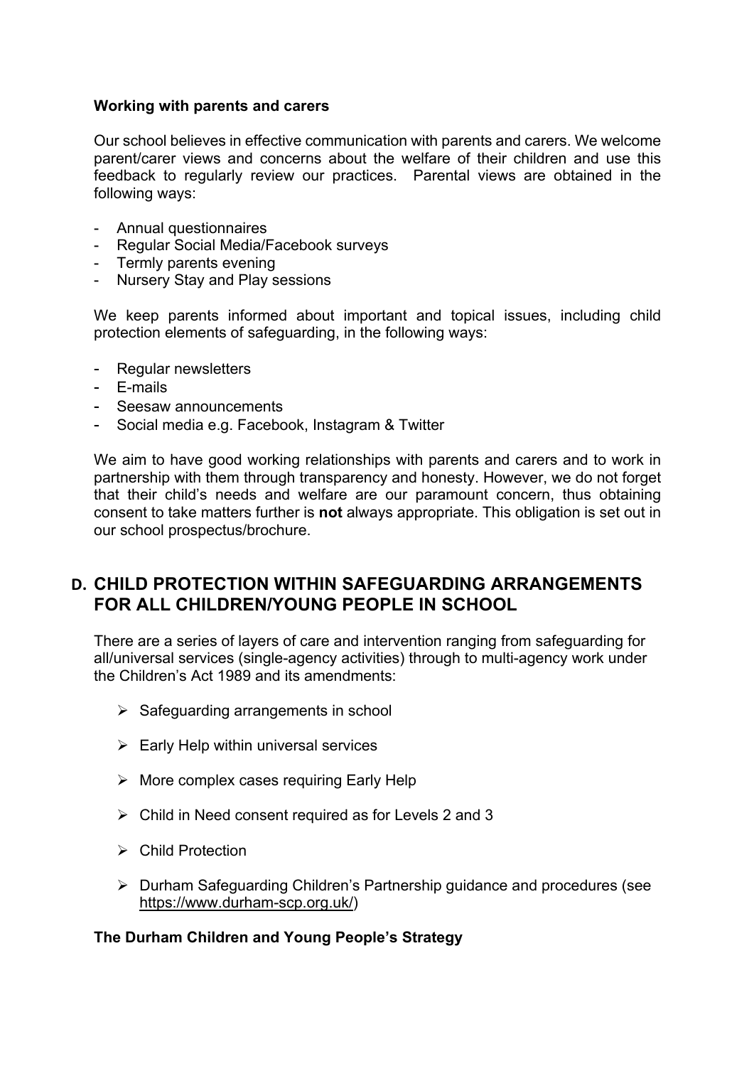**Working with parents and carers**

Our school believes in effective communication with parents and carers. We welcome parent/carer views and concerns about the welfare of their children and use this feedback to regularly review our practices. Parental views are obtained in the following ways:

- Annual questionnaires
- Regular Social Media/Facebook surveys
- Termly parents evening
- Nursery Stay and Play sessions

We keep parents informed about important and topical issues, including child protection elements of safeguarding, in the following ways:

- Regular newsletters
- E-mails
- Seesaw announcements
- Social media e.g. Facebook, Instagram & Twitter

We aim to have good working relationships with parents and carers and to work in partnership with them through transparency and honesty. However, we do not forget that their child's needs and welfare are our paramount concern, thus obtaining consent to take matters further is **not** always appropriate. This obligation is set out in our school prospectus/brochure.

## D. CHILD PROTECTION WITHIN SAFEGUARDING ARRANGEMENTS FOR ALL CHILDREN/YOUNG PEOPLE IN SCHOOL

There are a series of layers of care and intervention ranging from safeguarding for all/universal services (single-agency activities) through to multi-agency work under the Children's Act 1989 and its amendments:

- Safeguarding arrangements in school
- Early Help within universal services
- More complex cases requiring Early Help
- Child in Need consent required as for Levels 2 and 3
- Child Protection
- Durham Safeguarding Children's Partnership guidance and procedures (see https://www.durham-scp.org.uk/)

**The Durham Children and Young People's Strategy**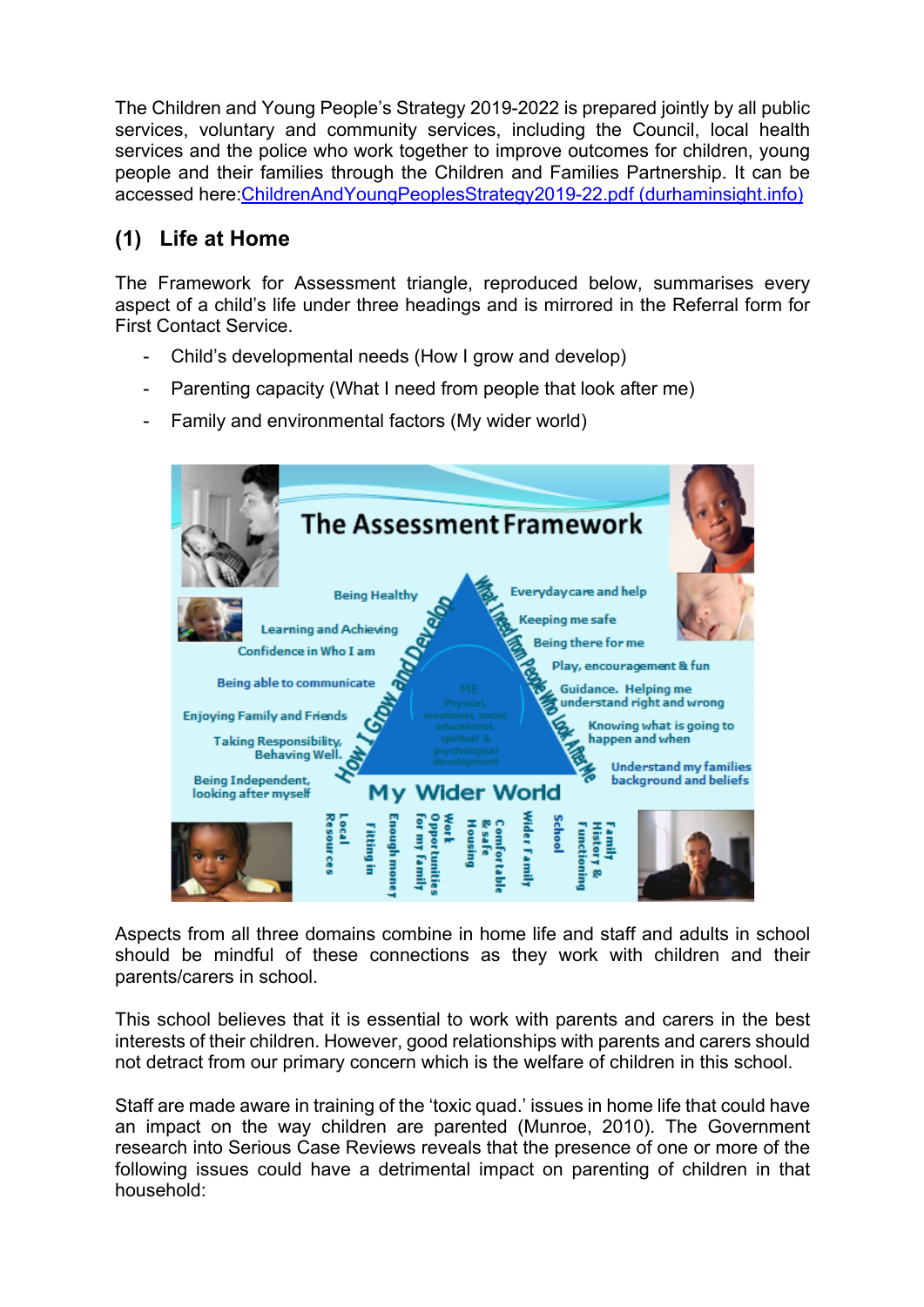The Children and Young People's Strategy 2019-2022 is prepared jointly by all public services, voluntary and community services, including the Council, local health services and the police who work together to improve outcomes for children, young people and their families through the Children and Families Partnership. It can be accessed here:[ChildrenAndYoungPeoplesStrategy2019-22.pdf (durhaminsight.info)](ChildrenAndYoungPeoplesStrategy2019-22.pdf)

## (1) Life at Home

The Framework for Assessment triangle, reproduced below, summarises every aspect of a child's life under three headings and is mirrored in the Referral form for First Contact Service.

- Child's developmental needs (How I grow and develop)
- Parenting capacity (What I need from people that look after me)
- Family and environmental factors (My wider world)

Aspects from all three domains combine in home life and staff and adults in school should be mindful of these connections as they work with children and their parents/carers in school.

This school believes that it is essential to work with parents and carers in the best interests of their children. However, good relationships with parents and carers should not detract from our primary concern which is the welfare of children in this school.

Staff are made aware in training of the 'toxic quad.' issues in home life that could have an impact on the way children are parented (Munroe, 2010). The Government research into Serious Case Reviews reveals that the presence of one or more of the following issues could have a detrimental impact on parenting of children in that household: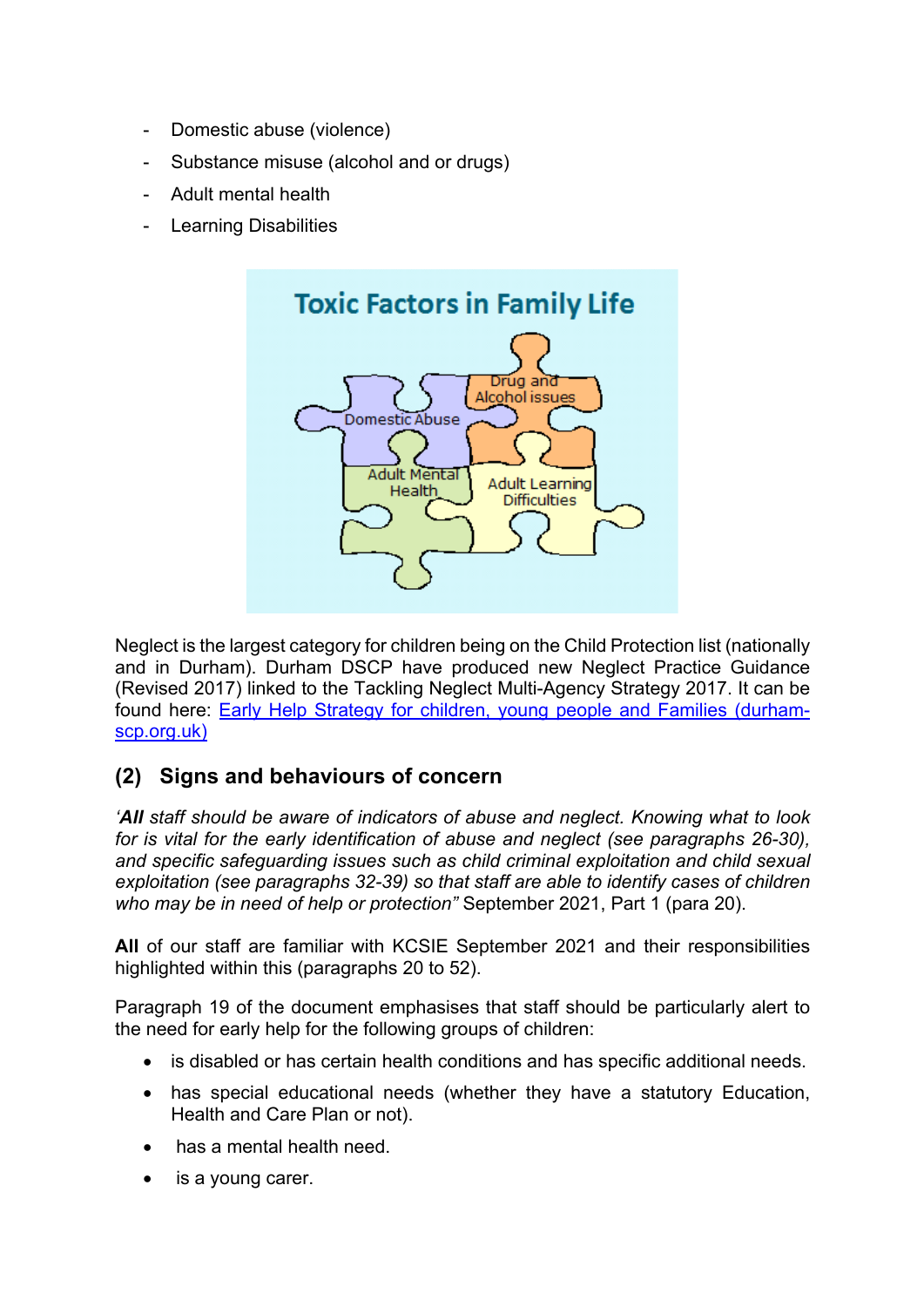- Domestic abuse (violence)
- Substance misuse (alcohol and or drugs)
- Adult mental health
- Learning Disabilities

Neglect is the largest category for children being on the Child Protection list (nationally and in Durham). Durham DSCP have produced new Neglect Practice Guidance (Revised 2017) linked to the Tackling Neglect Multi-Agency Strategy 2017. It can be found here: [Early Help Strategy for children, young people and Families (durham-scp.org.uk)]

## (2) Signs and behaviours of concern

*'**All** staff should be aware of indicators of abuse and neglect. Knowing what to look for is vital for the early identification of abuse and neglect (see paragraphs 26-30), and specific safeguarding issues such as child criminal exploitation and child sexual exploitation (see paragraphs 32-39) so that staff are able to identify cases of children who may be in need of help or protection"* September 2021, Part 1 (para 20).

**All** of our staff are familiar with KCSIE September 2021 and their responsibilities highlighted within this (paragraphs 20 to 52).

Paragraph 19 of the document emphasises that staff should be particularly alert to the need for early help for the following groups of children:

- is disabled or has certain health conditions and has specific additional needs.
- has special educational needs (whether they have a statutory Education, Health and Care Plan or not).
- has a mental health need.
- is a young carer.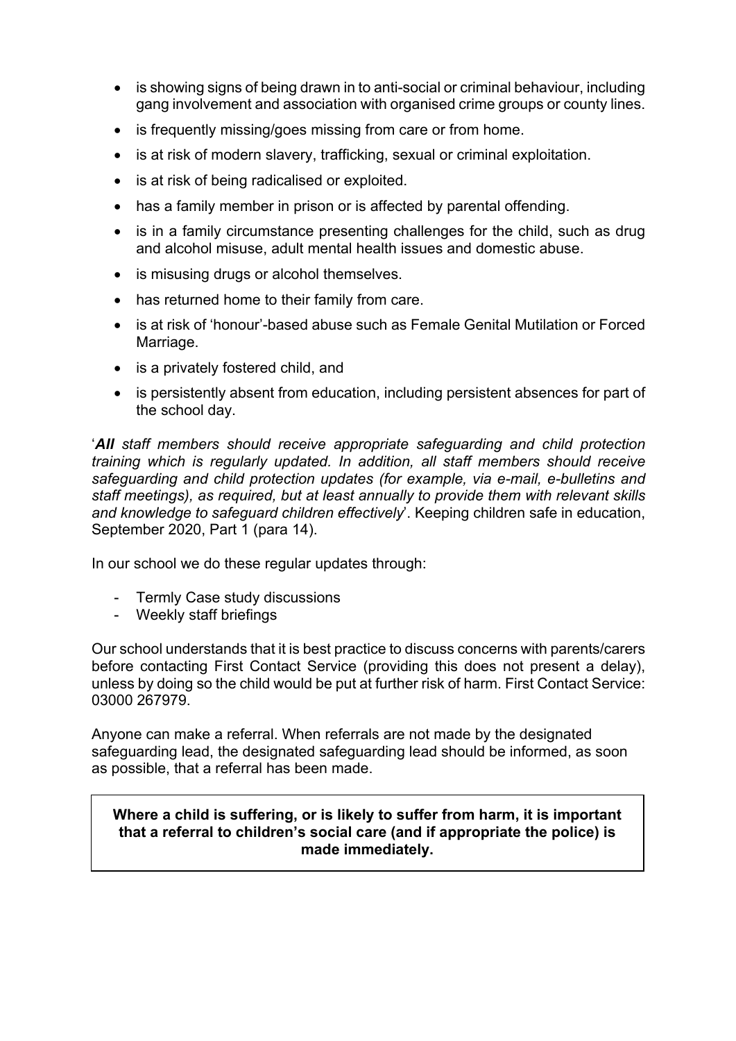- is showing signs of being drawn in to anti-social or criminal behaviour, including gang involvement and association with organised crime groups or county lines.
- is frequently missing/goes missing from care or from home.
- is at risk of modern slavery, trafficking, sexual or criminal exploitation.
- is at risk of being radicalised or exploited.
- has a family member in prison or is affected by parental offending.
- is in a family circumstance presenting challenges for the child, such as drug and alcohol misuse, adult mental health issues and domestic abuse.
- is misusing drugs or alcohol themselves.
- has returned home to their family from care.
- is at risk of 'honour'-based abuse such as Female Genital Mutilation or Forced Marriage.
- is a privately fostered child, and
- is persistently absent from education, including persistent absences for part of the school day.

'***All*** *staff members should receive appropriate safeguarding and child protection training which is regularly updated. In addition, all staff members should receive safeguarding and child protection updates (for example, via e-mail, e-bulletins and staff meetings), as required, but at least annually to provide them with relevant skills and knowledge to safeguard children effectively*'. Keeping children safe in education, September 2020, Part 1 (para 14).

In our school we do these regular updates through:

- Termly Case study discussions
- Weekly staff briefings

Our school understands that it is best practice to discuss concerns with parents/carers before contacting First Contact Service (providing this does not present a delay), unless by doing so the child would be put at further risk of harm. First Contact Service: 03000 267979.

Anyone can make a referral. When referrals are not made by the designated safeguarding lead, the designated safeguarding lead should be informed, as soon as possible, that a referral has been made.

**Where a child is suffering, or is likely to suffer from harm, it is important that a referral to children's social care (and if appropriate the police) is made immediately.**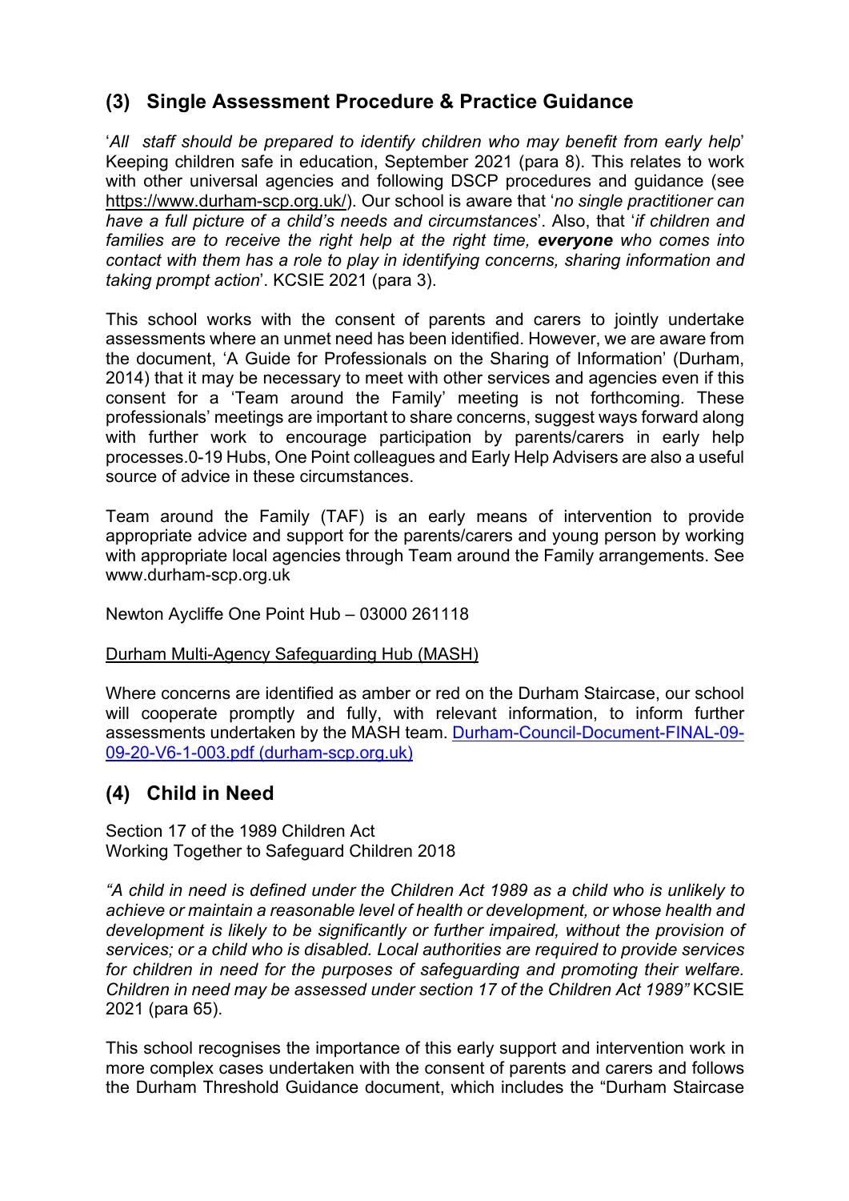## (3) Single Assessment Procedure & Practice Guidance

'*All staff should be prepared to identify children who may benefit from early help*' Keeping children safe in education, September 2021 (para 8). This relates to work with other universal agencies and following DSCP procedures and guidance (see https://www.durham-scp.org.uk/). Our school is aware that '*no single practitioner can have a full picture of a child's needs and circumstances*'. Also, that '*if children and families are to receive the right help at the right time, **everyone** who comes into contact with them has a role to play in identifying concerns, sharing information and taking prompt action*'. KCSIE 2021 (para 3).

This school works with the consent of parents and carers to jointly undertake assessments where an unmet need has been identified. However, we are aware from the document, 'A Guide for Professionals on the Sharing of Information' (Durham, 2014) that it may be necessary to meet with other services and agencies even if this consent for a 'Team around the Family' meeting is not forthcoming. These professionals' meetings are important to share concerns, suggest ways forward along with further work to encourage participation by parents/carers in early help processes.0-19 Hubs, One Point colleagues and Early Help Advisers are also a useful source of advice in these circumstances.

Team around the Family (TAF) is an early means of intervention to provide appropriate advice and support for the parents/carers and young person by working with appropriate local agencies through Team around the Family arrangements. See www.durham-scp.org.uk

Newton Aycliffe One Point Hub – 03000 261118

Durham Multi-Agency Safeguarding Hub (MASH)

Where concerns are identified as amber or red on the Durham Staircase, our school will cooperate promptly and fully, with relevant information, to inform further assessments undertaken by the MASH team. Durham-Council-Document-FINAL-09-09-20-V6-1-003.pdf (durham-scp.org.uk)

## (4) Child in Need

Section 17 of the 1989 Children Act
Working Together to Safeguard Children 2018

*"A child in need is defined under the Children Act 1989 as a child who is unlikely to achieve or maintain a reasonable level of health or development, or whose health and development is likely to be significantly or further impaired, without the provision of services; or a child who is disabled. Local authorities are required to provide services for children in need for the purposes of safeguarding and promoting their welfare. Children in need may be assessed under section 17 of the Children Act 1989"* KCSIE 2021 (para 65).

This school recognises the importance of this early support and intervention work in more complex cases undertaken with the consent of parents and carers and follows the Durham Threshold Guidance document, which includes the "Durham Staircase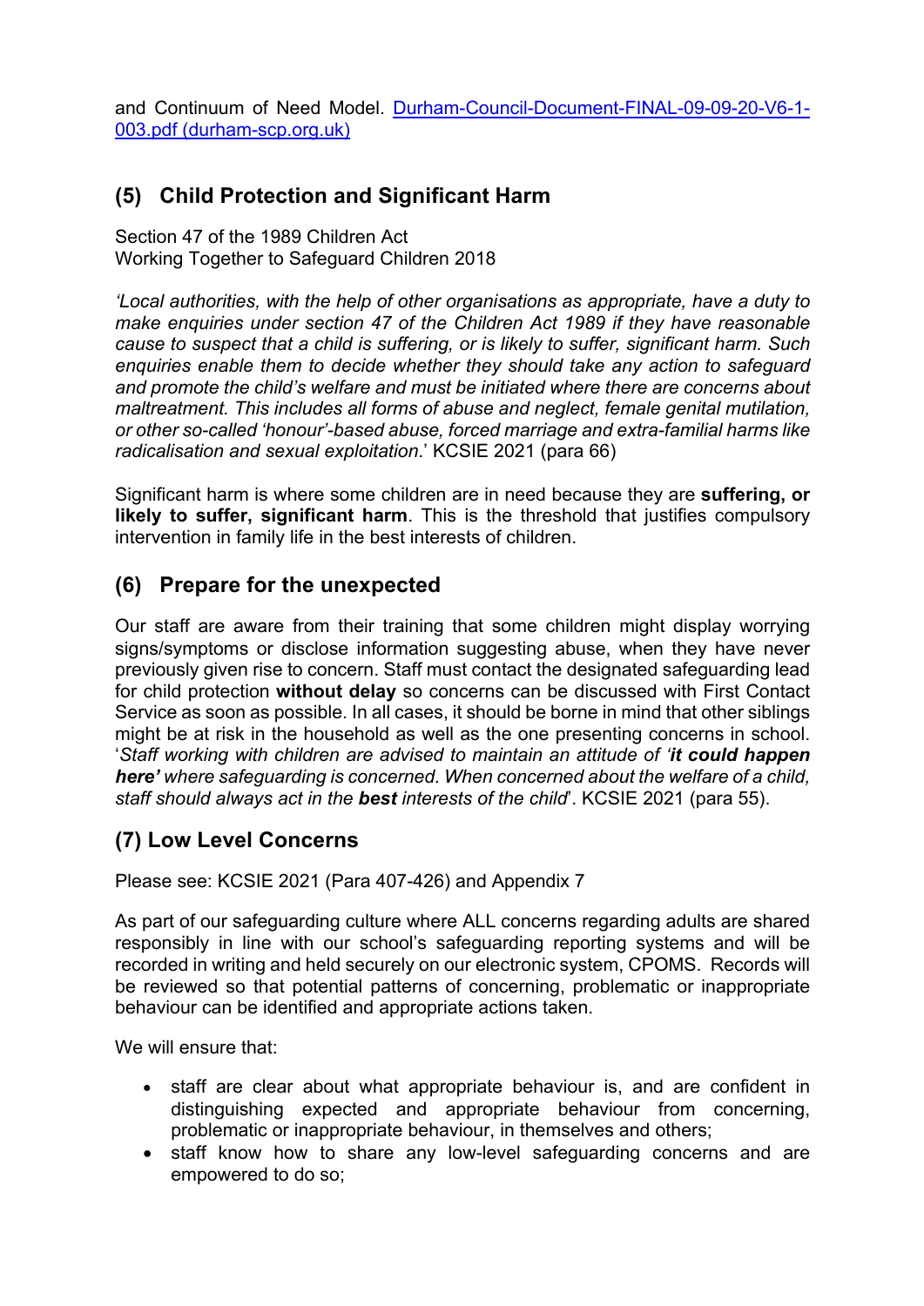and Continuum of Need Model. [Durham-Council-Document-FINAL-09-09-20-V6-1-003.pdf (durham-scp.org.uk)](Durham-Council-Document-FINAL-09-09-20-V6-1-003.pdf)

## (5) Child Protection and Significant Harm

Section 47 of the 1989 Children Act
Working Together to Safeguard Children 2018

*'Local authorities, with the help of other organisations as appropriate, have a duty to make enquiries under section 47 of the Children Act 1989 if they have reasonable cause to suspect that a child is suffering, or is likely to suffer, significant harm. Such enquiries enable them to decide whether they should take any action to safeguard and promote the child's welfare and must be initiated where there are concerns about maltreatment. This includes all forms of abuse and neglect, female genital mutilation, or other so-called 'honour'-based abuse, forced marriage and extra-familial harms like radicalisation and sexual exploitation*.' KCSIE 2021 (para 66)

Significant harm is where some children are in need because they are **suffering, or likely to suffer, significant harm**. This is the threshold that justifies compulsory intervention in family life in the best interests of children.

## (6) Prepare for the unexpected

Our staff are aware from their training that some children might display worrying signs/symptoms or disclose information suggesting abuse, when they have never previously given rise to concern. Staff must contact the designated safeguarding lead for child protection **without delay** so concerns can be discussed with First Contact Service as soon as possible. In all cases, it should be borne in mind that other siblings might be at risk in the household as well as the one presenting concerns in school. '*Staff working with children are advised to maintain an attitude of '**it could happen here'** where safeguarding is concerned. When concerned about the welfare of a child, staff should always act in the **best** interests of the child*'. KCSIE 2021 (para 55).

## (7) Low Level Concerns

Please see: KCSIE 2021 (Para 407-426) and Appendix 7

As part of our safeguarding culture where ALL concerns regarding adults are shared responsibly in line with our school's safeguarding reporting systems and will be recorded in writing and held securely on our electronic system, CPOMS. Records will be reviewed so that potential patterns of concerning, problematic or inappropriate behaviour can be identified and appropriate actions taken.

We will ensure that:

- staff are clear about what appropriate behaviour is, and are confident in distinguishing expected and appropriate behaviour from concerning, problematic or inappropriate behaviour, in themselves and others;
- staff know how to share any low-level safeguarding concerns and are empowered to do so;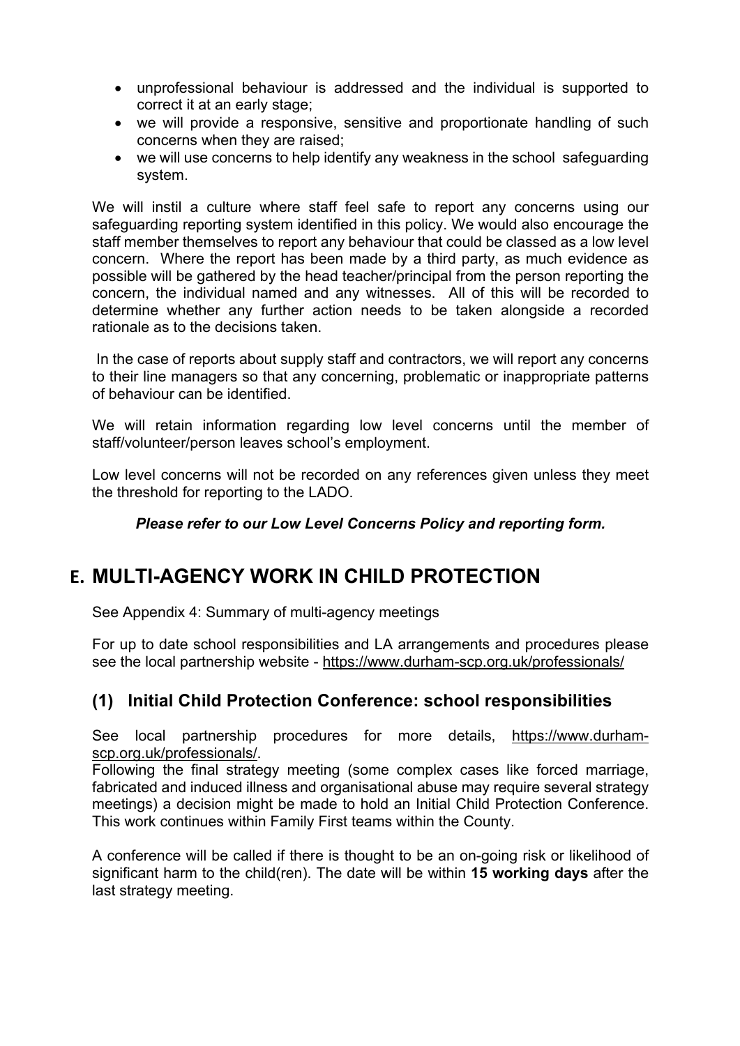- unprofessional behaviour is addressed and the individual is supported to correct it at an early stage;
- we will provide a responsive, sensitive and proportionate handling of such concerns when they are raised;
- we will use concerns to help identify any weakness in the school safeguarding system.

We will instil a culture where staff feel safe to report any concerns using our safeguarding reporting system identified in this policy. We would also encourage the staff member themselves to report any behaviour that could be classed as a low level concern. Where the report has been made by a third party, as much evidence as possible will be gathered by the head teacher/principal from the person reporting the concern, the individual named and any witnesses. All of this will be recorded to determine whether any further action needs to be taken alongside a recorded rationale as to the decisions taken.

In the case of reports about supply staff and contractors, we will report any concerns to their line managers so that any concerning, problematic or inappropriate patterns of behaviour can be identified.

We will retain information regarding low level concerns until the member of staff/volunteer/person leaves school's employment.

Low level concerns will not be recorded on any references given unless they meet the threshold for reporting to the LADO.

***Please refer to our Low Level Concerns Policy and reporting form.***

# E. MULTI-AGENCY WORK IN CHILD PROTECTION

See Appendix 4: Summary of multi-agency meetings

For up to date school responsibilities and LA arrangements and procedures please see the local partnership website - https://www.durham-scp.org.uk/professionals/

## (1) Initial Child Protection Conference: school responsibilities

See local partnership procedures for more details, https://www.durham-scp.org.uk/professionals/.
Following the final strategy meeting (some complex cases like forced marriage, fabricated and induced illness and organisational abuse may require several strategy meetings) a decision might be made to hold an Initial Child Protection Conference. This work continues within Family First teams within the County.

A conference will be called if there is thought to be an on-going risk or likelihood of significant harm to the child(ren). The date will be within **15 working days** after the last strategy meeting.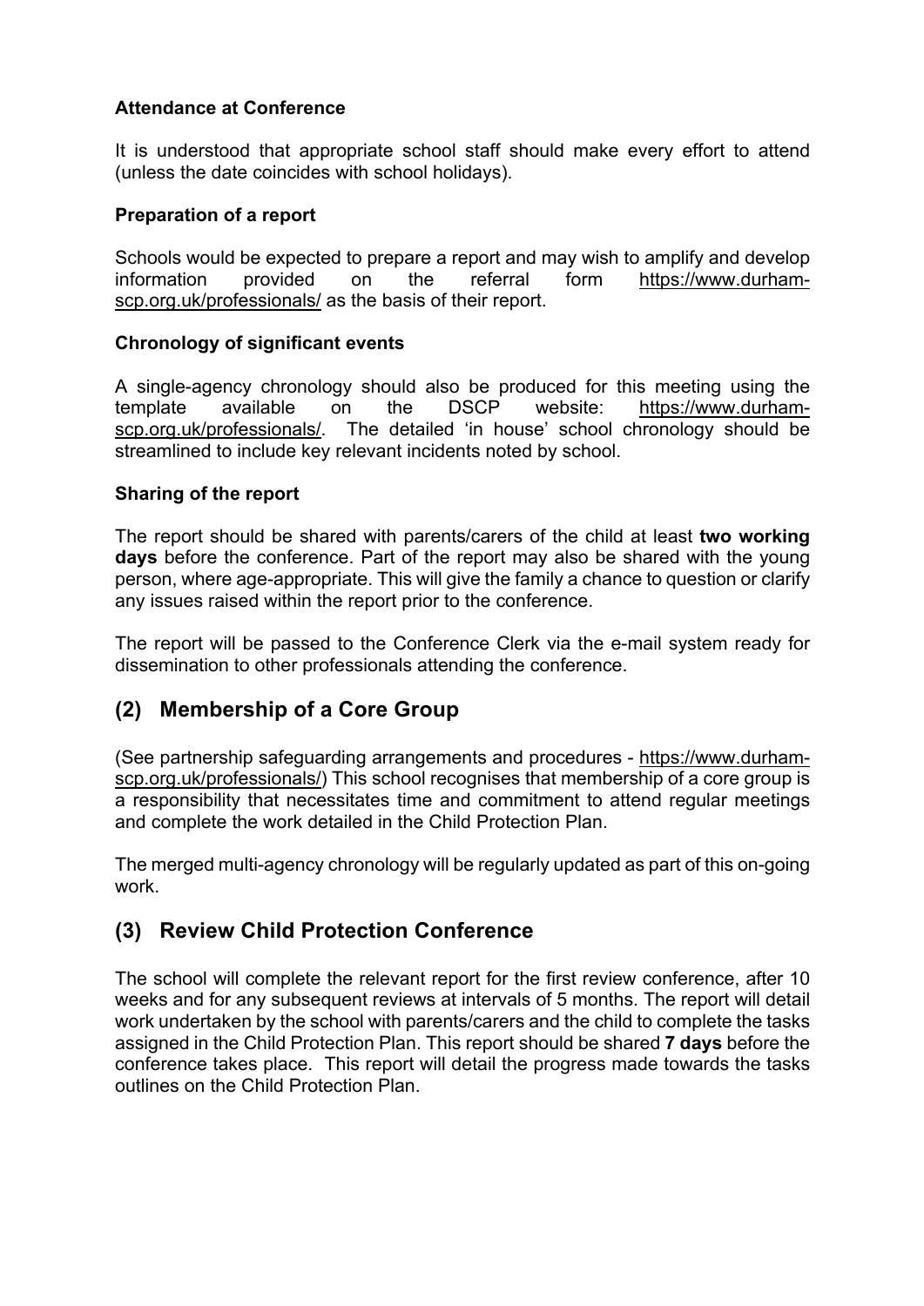**Attendance at Conference**

It is understood that appropriate school staff should make every effort to attend (unless the date coincides with school holidays).

**Preparation of a report**

Schools would be expected to prepare a report and may wish to amplify and develop information provided on the referral form https://www.durham-scp.org.uk/professionals/ as the basis of their report.

**Chronology of significant events**

A single-agency chronology should also be produced for this meeting using the template available on the DSCP website: https://www.durham-scp.org.uk/professionals/. The detailed 'in house' school chronology should be streamlined to include key relevant incidents noted by school.

**Sharing of the report**

The report should be shared with parents/carers of the child at least **two working days** before the conference. Part of the report may also be shared with the young person, where age-appropriate. This will give the family a chance to question or clarify any issues raised within the report prior to the conference.

The report will be passed to the Conference Clerk via the e-mail system ready for dissemination to other professionals attending the conference.

## (2) Membership of a Core Group

(See partnership safeguarding arrangements and procedures - https://www.durham-scp.org.uk/professionals/) This school recognises that membership of a core group is a responsibility that necessitates time and commitment to attend regular meetings and complete the work detailed in the Child Protection Plan.

The merged multi-agency chronology will be regularly updated as part of this on-going work.

## (3) Review Child Protection Conference

The school will complete the relevant report for the first review conference, after 10 weeks and for any subsequent reviews at intervals of 5 months. The report will detail work undertaken by the school with parents/carers and the child to complete the tasks assigned in the Child Protection Plan. This report should be shared **7 days** before the conference takes place. This report will detail the progress made towards the tasks outlines on the Child Protection Plan.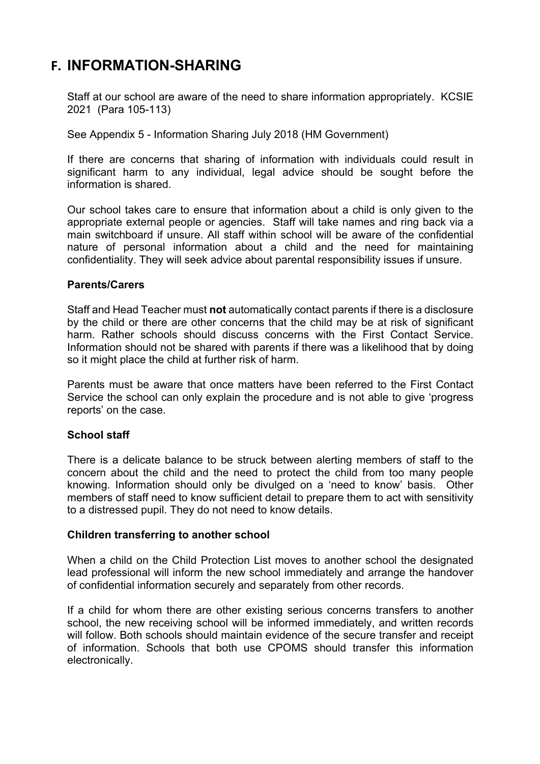## F. INFORMATION-SHARING

Staff at our school are aware of the need to share information appropriately. KCSIE 2021 (Para 105-113)

See Appendix 5 - Information Sharing July 2018 (HM Government)

If there are concerns that sharing of information with individuals could result in significant harm to any individual, legal advice should be sought before the information is shared.

Our school takes care to ensure that information about a child is only given to the appropriate external people or agencies. Staff will take names and ring back via a main switchboard if unsure. All staff within school will be aware of the confidential nature of personal information about a child and the need for maintaining confidentiality. They will seek advice about parental responsibility issues if unsure.

**Parents/Carers**

Staff and Head Teacher must **not** automatically contact parents if there is a disclosure by the child or there are other concerns that the child may be at risk of significant harm. Rather schools should discuss concerns with the First Contact Service. Information should not be shared with parents if there was a likelihood that by doing so it might place the child at further risk of harm.

Parents must be aware that once matters have been referred to the First Contact Service the school can only explain the procedure and is not able to give 'progress reports' on the case.

**School staff**

There is a delicate balance to be struck between alerting members of staff to the concern about the child and the need to protect the child from too many people knowing. Information should only be divulged on a 'need to know' basis. Other members of staff need to know sufficient detail to prepare them to act with sensitivity to a distressed pupil. They do not need to know details.

**Children transferring to another school**

When a child on the Child Protection List moves to another school the designated lead professional will inform the new school immediately and arrange the handover of confidential information securely and separately from other records.

If a child for whom there are other existing serious concerns transfers to another school, the new receiving school will be informed immediately, and written records will follow. Both schools should maintain evidence of the secure transfer and receipt of information. Schools that both use CPOMS should transfer this information electronically.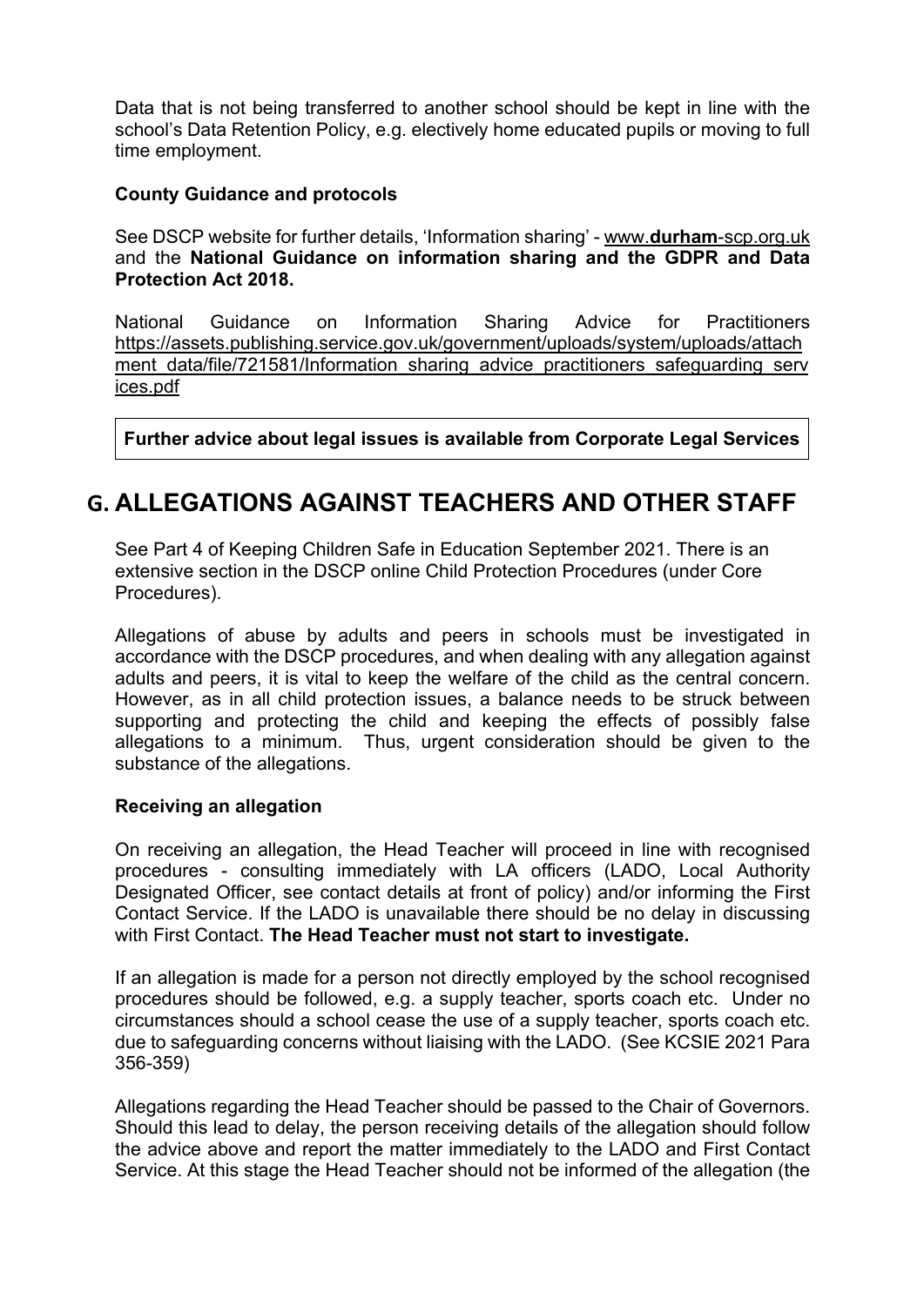Data that is not being transferred to another school should be kept in line with the school's Data Retention Policy, e.g. electively home educated pupils or moving to full time employment.

**County Guidance and protocols**

See DSCP website for further details, 'Information sharing' - www.**durham**-scp.org.uk and the **National Guidance on information sharing and the GDPR and Data Protection Act 2018.**

National Guidance on Information Sharing Advice for Practitioners https://assets.publishing.service.gov.uk/government/uploads/system/uploads/attachment_data/file/721581/Information_sharing_advice_practitioners_safeguarding_services.pdf

**Further advice about legal issues is available from Corporate Legal Services**

## G. ALLEGATIONS AGAINST TEACHERS AND OTHER STAFF

See Part 4 of Keeping Children Safe in Education September 2021. There is an extensive section in the DSCP online Child Protection Procedures (under Core Procedures).

Allegations of abuse by adults and peers in schools must be investigated in accordance with the DSCP procedures, and when dealing with any allegation against adults and peers, it is vital to keep the welfare of the child as the central concern. However, as in all child protection issues, a balance needs to be struck between supporting and protecting the child and keeping the effects of possibly false allegations to a minimum. Thus, urgent consideration should be given to the substance of the allegations.

**Receiving an allegation**

On receiving an allegation, the Head Teacher will proceed in line with recognised procedures - consulting immediately with LA officers (LADO, Local Authority Designated Officer, see contact details at front of policy) and/or informing the First Contact Service. If the LADO is unavailable there should be no delay in discussing with First Contact. **The Head Teacher must not start to investigate.**

If an allegation is made for a person not directly employed by the school recognised procedures should be followed, e.g. a supply teacher, sports coach etc. Under no circumstances should a school cease the use of a supply teacher, sports coach etc. due to safeguarding concerns without liaising with the LADO. (See KCSIE 2021 Para 356-359)

Allegations regarding the Head Teacher should be passed to the Chair of Governors. Should this lead to delay, the person receiving details of the allegation should follow the advice above and report the matter immediately to the LADO and First Contact Service. At this stage the Head Teacher should not be informed of the allegation (the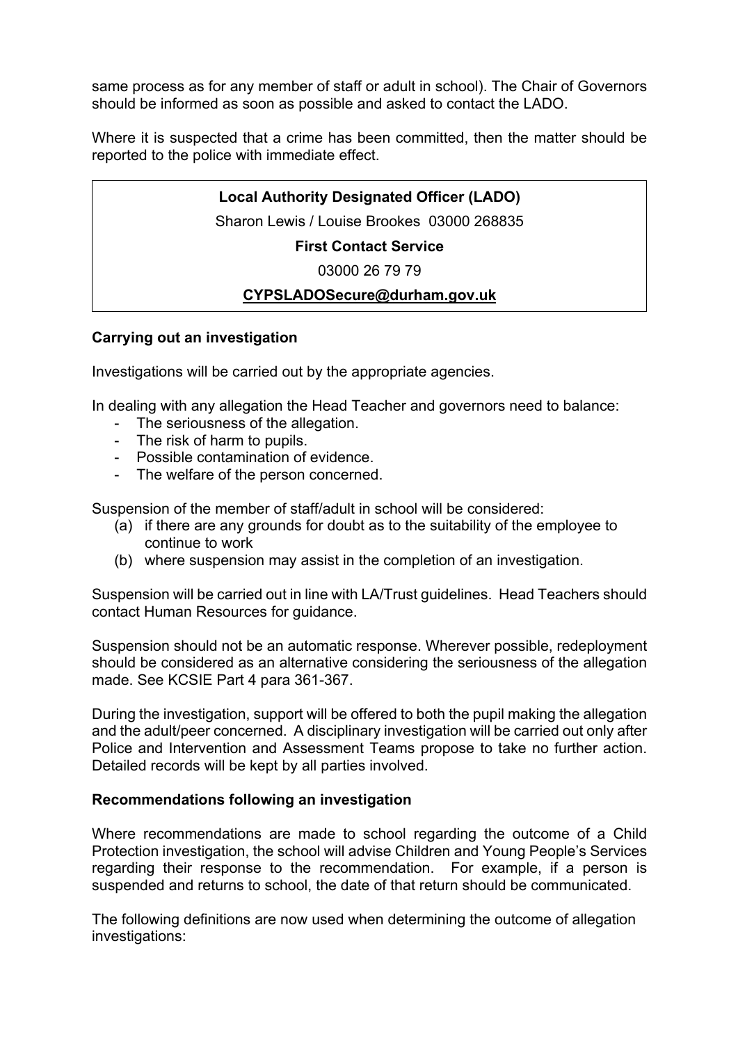same process as for any member of staff or adult in school). The Chair of Governors should be informed as soon as possible and asked to contact the LADO.

Where it is suspected that a crime has been committed, then the matter should be reported to the police with immediate effect.

| **Local Authority Designated Officer (LADO)** |
| --- |
| Sharon Lewis / Louise Brookes 03000 268835 |
| **First Contact Service** |
| 03000 26 79 79 |
| **CYPSLADOSecure@durham.gov.uk** |

### Carrying out an investigation

Investigations will be carried out by the appropriate agencies.

In dealing with any allegation the Head Teacher and governors need to balance:

- The seriousness of the allegation.
- The risk of harm to pupils.
- Possible contamination of evidence.
- The welfare of the person concerned.

Suspension of the member of staff/adult in school will be considered:

(a) if there are any grounds for doubt as to the suitability of the employee to continue to work
(b) where suspension may assist in the completion of an investigation.

Suspension will be carried out in line with LA/Trust guidelines. Head Teachers should contact Human Resources for guidance.

Suspension should not be an automatic response. Wherever possible, redeployment should be considered as an alternative considering the seriousness of the allegation made. See KCSIE Part 4 para 361-367.

During the investigation, support will be offered to both the pupil making the allegation and the adult/peer concerned. A disciplinary investigation will be carried out only after Police and Intervention and Assessment Teams propose to take no further action. Detailed records will be kept by all parties involved.

### Recommendations following an investigation

Where recommendations are made to school regarding the outcome of a Child Protection investigation, the school will advise Children and Young People's Services regarding their response to the recommendation. For example, if a person is suspended and returns to school, the date of that return should be communicated.

The following definitions are now used when determining the outcome of allegation investigations: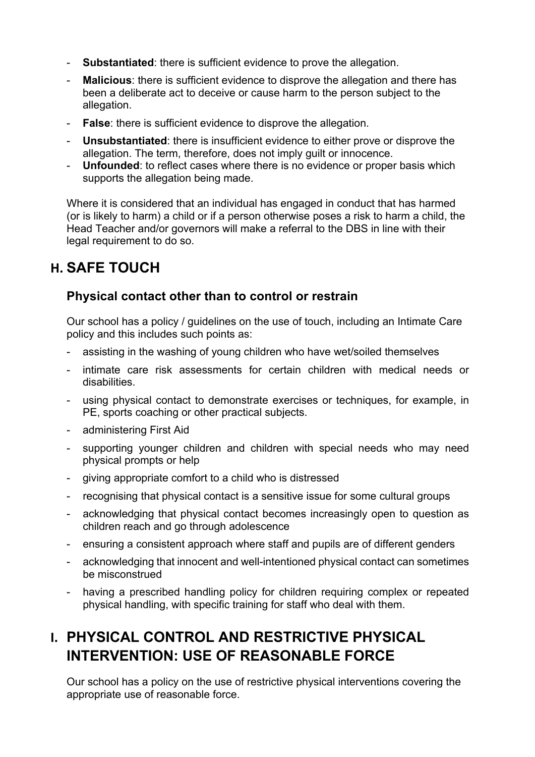- **Substantiated**: there is sufficient evidence to prove the allegation.
- **Malicious**: there is sufficient evidence to disprove the allegation and there has been a deliberate act to deceive or cause harm to the person subject to the allegation.
- **False**: there is sufficient evidence to disprove the allegation.
- **Unsubstantiated**: there is insufficient evidence to either prove or disprove the allegation. The term, therefore, does not imply guilt or innocence.
- **Unfounded**: to reflect cases where there is no evidence or proper basis which supports the allegation being made.

Where it is considered that an individual has engaged in conduct that has harmed (or is likely to harm) a child or if a person otherwise poses a risk to harm a child, the Head Teacher and/or governors will make a referral to the DBS in line with their legal requirement to do so.

## H. SAFE TOUCH

### Physical contact other than to control or restrain

Our school has a policy / guidelines on the use of touch, including an Intimate Care policy and this includes such points as:

- assisting in the washing of young children who have wet/soiled themselves
- intimate care risk assessments for certain children with medical needs or disabilities.
- using physical contact to demonstrate exercises or techniques, for example, in PE, sports coaching or other practical subjects.
- administering First Aid
- supporting younger children and children with special needs who may need physical prompts or help
- giving appropriate comfort to a child who is distressed
- recognising that physical contact is a sensitive issue for some cultural groups
- acknowledging that physical contact becomes increasingly open to question as children reach and go through adolescence
- ensuring a consistent approach where staff and pupils are of different genders
- acknowledging that innocent and well-intentioned physical contact can sometimes be misconstrued
- having a prescribed handling policy for children requiring complex or repeated physical handling, with specific training for staff who deal with them.

## I. PHYSICAL CONTROL AND RESTRICTIVE PHYSICAL INTERVENTION: USE OF REASONABLE FORCE

Our school has a policy on the use of restrictive physical interventions covering the appropriate use of reasonable force.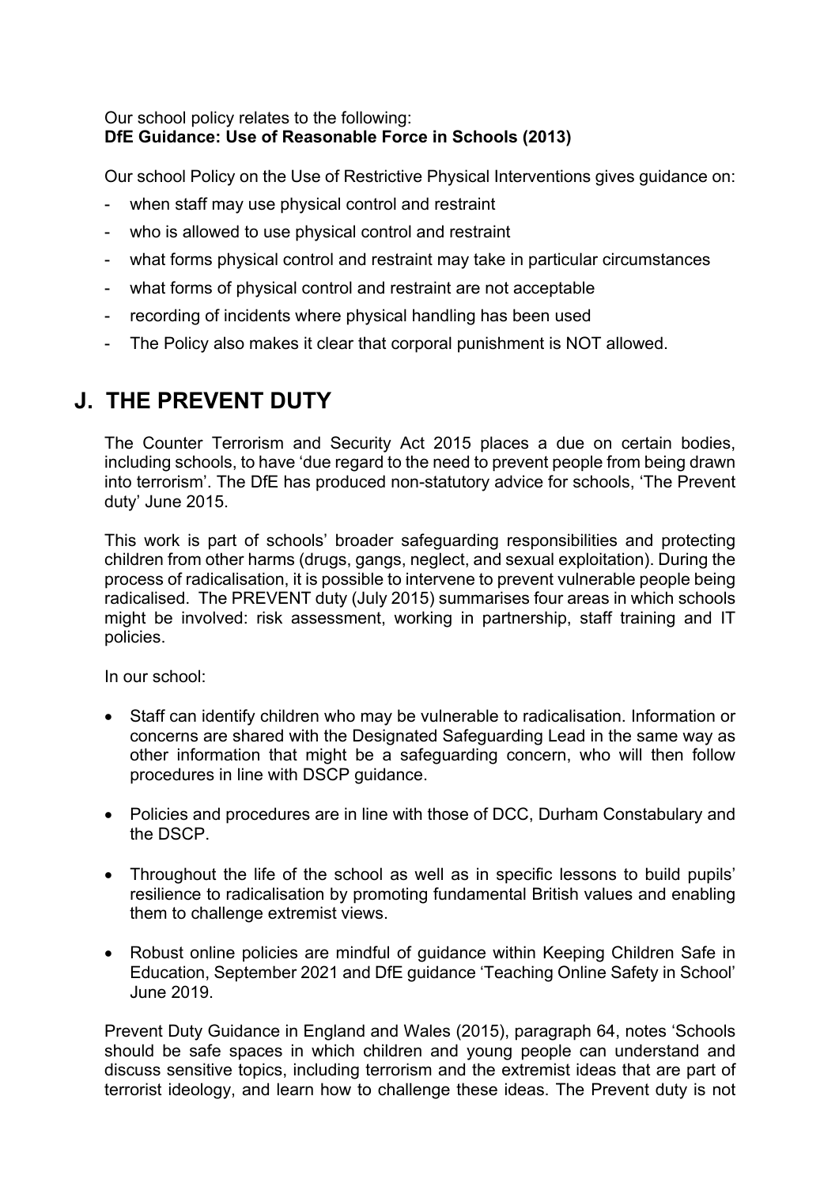Our school policy relates to the following:
**DfE Guidance: Use of Reasonable Force in Schools (2013)**

Our school Policy on the Use of Restrictive Physical Interventions gives guidance on:

- when staff may use physical control and restraint
- who is allowed to use physical control and restraint
- what forms physical control and restraint may take in particular circumstances
- what forms of physical control and restraint are not acceptable
- recording of incidents where physical handling has been used
- The Policy also makes it clear that corporal punishment is NOT allowed.

## J. THE PREVENT DUTY

The Counter Terrorism and Security Act 2015 places a due on certain bodies, including schools, to have 'due regard to the need to prevent people from being drawn into terrorism'. The DfE has produced non-statutory advice for schools, 'The Prevent duty' June 2015.

This work is part of schools' broader safeguarding responsibilities and protecting children from other harms (drugs, gangs, neglect, and sexual exploitation). During the process of radicalisation, it is possible to intervene to prevent vulnerable people being radicalised. The PREVENT duty (July 2015) summarises four areas in which schools might be involved: risk assessment, working in partnership, staff training and IT policies.

In our school:

- Staff can identify children who may be vulnerable to radicalisation. Information or concerns are shared with the Designated Safeguarding Lead in the same way as other information that might be a safeguarding concern, who will then follow procedures in line with DSCP guidance.
- Policies and procedures are in line with those of DCC, Durham Constabulary and the DSCP.
- Throughout the life of the school as well as in specific lessons to build pupils' resilience to radicalisation by promoting fundamental British values and enabling them to challenge extremist views.
- Robust online policies are mindful of guidance within Keeping Children Safe in Education, September 2021 and DfE guidance 'Teaching Online Safety in School' June 2019.

Prevent Duty Guidance in England and Wales (2015), paragraph 64, notes 'Schools should be safe spaces in which children and young people can understand and discuss sensitive topics, including terrorism and the extremist ideas that are part of terrorist ideology, and learn how to challenge these ideas. The Prevent duty is not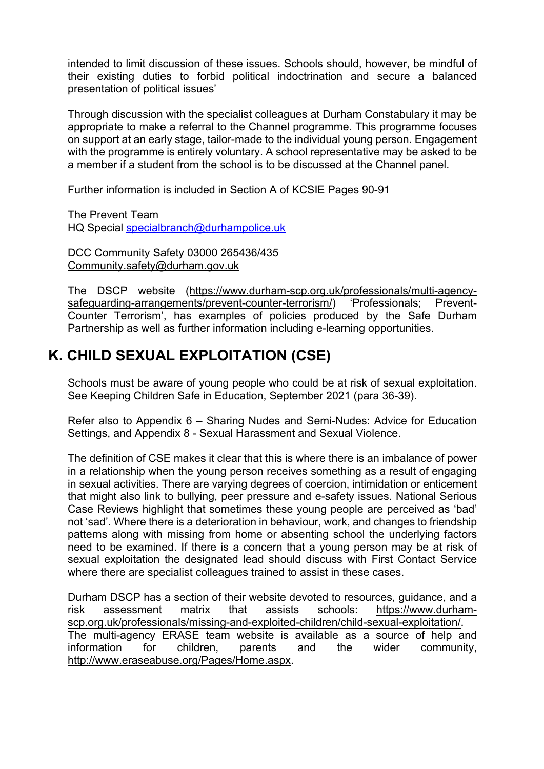intended to limit discussion of these issues. Schools should, however, be mindful of their existing duties to forbid political indoctrination and secure a balanced presentation of political issues'

Through discussion with the specialist colleagues at Durham Constabulary it may be appropriate to make a referral to the Channel programme. This programme focuses on support at an early stage, tailor-made to the individual young person. Engagement with the programme is entirely voluntary. A school representative may be asked to be a member if a student from the school is to be discussed at the Channel panel.

Further information is included in Section A of KCSIE Pages 90-91

The Prevent Team
HQ Special [specialbranch@durhampolice.uk](mailto:specialbranch@durhampolice.uk)

DCC Community Safety 03000 265436/435
[Community.safety@durham.gov.uk](mailto:Community.safety@durham.gov.uk)

The DSCP website ([https://www.durham-scp.org.uk/professionals/multi-agency-safeguarding-arrangements/prevent-counter-terrorism/](https://www.durham-scp.org.uk/professionals/multi-agency-safeguarding-arrangements/prevent-counter-terrorism/)) 'Professionals; Prevent-Counter Terrorism', has examples of policies produced by the Safe Durham Partnership as well as further information including e-learning opportunities.

## K. CHILD SEXUAL EXPLOITATION (CSE)

Schools must be aware of young people who could be at risk of sexual exploitation. See Keeping Children Safe in Education, September 2021 (para 36-39).

Refer also to Appendix 6 – Sharing Nudes and Semi-Nudes: Advice for Education Settings, and Appendix 8 - Sexual Harassment and Sexual Violence.

The definition of CSE makes it clear that this is where there is an imbalance of power in a relationship when the young person receives something as a result of engaging in sexual activities. There are varying degrees of coercion, intimidation or enticement that might also link to bullying, peer pressure and e-safety issues. National Serious Case Reviews highlight that sometimes these young people are perceived as 'bad' not 'sad'. Where there is a deterioration in behaviour, work, and changes to friendship patterns along with missing from home or absenting school the underlying factors need to be examined. If there is a concern that a young person may be at risk of sexual exploitation the designated lead should discuss with First Contact Service where there are specialist colleagues trained to assist in these cases.

Durham DSCP has a section of their website devoted to resources, guidance, and a risk assessment matrix that assists schools: [https://www.durham-scp.org.uk/professionals/missing-and-exploited-children/child-sexual-exploitation/](https://www.durham-scp.org.uk/professionals/missing-and-exploited-children/child-sexual-exploitation/).
The multi-agency ERASE team website is available as a source of help and information for children, parents and the wider community, [http://www.eraseabuse.org/Pages/Home.aspx](http://www.eraseabuse.org/Pages/Home.aspx).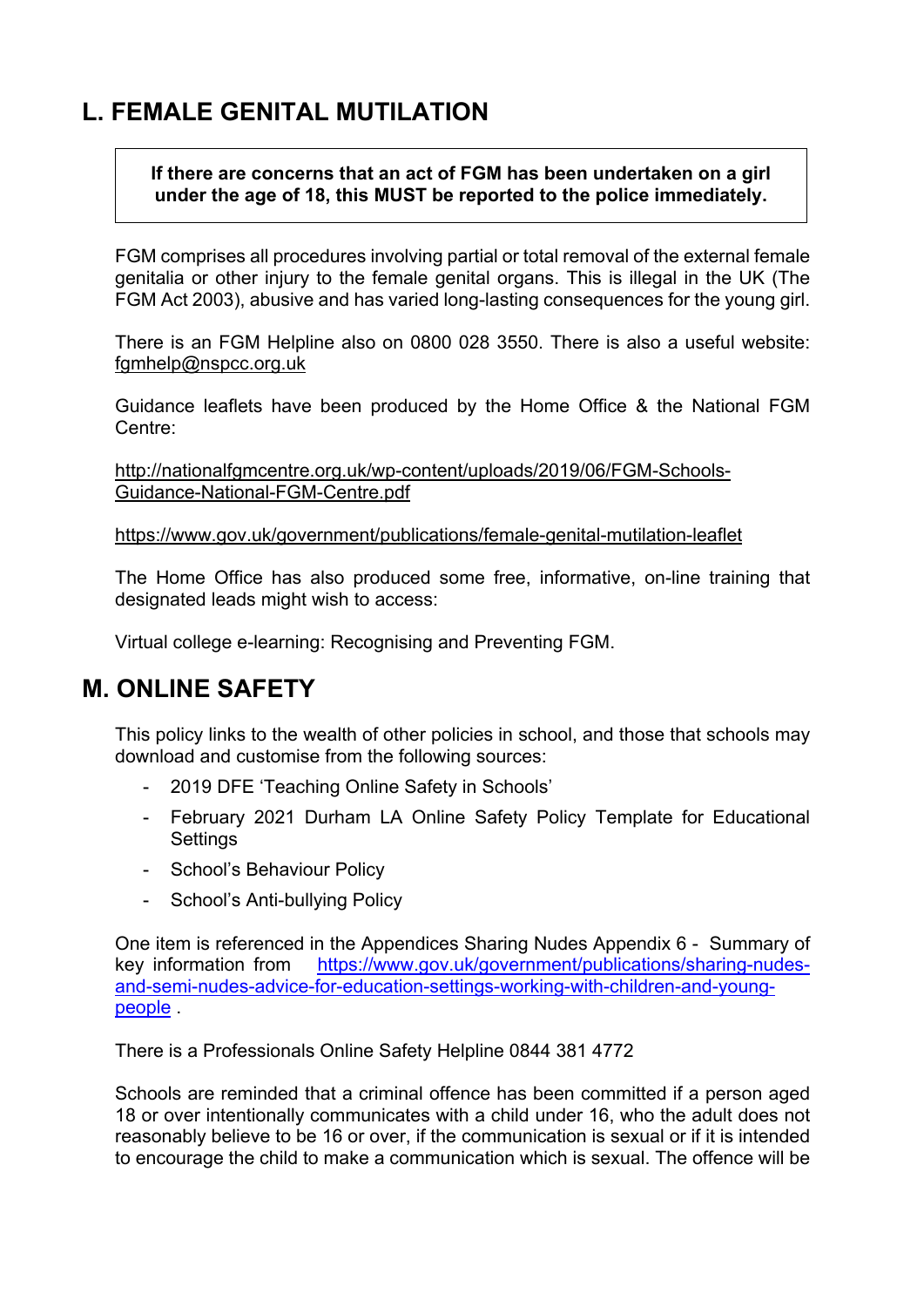## L. FEMALE GENITAL MUTILATION

**If there are concerns that an act of FGM has been undertaken on a girl under the age of 18, this MUST be reported to the police immediately.**

FGM comprises all procedures involving partial or total removal of the external female genitalia or other injury to the female genital organs. This is illegal in the UK (The FGM Act 2003), abusive and has varied long-lasting consequences for the young girl.

There is an FGM Helpline also on 0800 028 3550. There is also a useful website: fgmhelp@nspcc.org.uk

Guidance leaflets have been produced by the Home Office & the National FGM Centre:

http://nationalfgmcentre.org.uk/wp-content/uploads/2019/06/FGM-Schools-Guidance-National-FGM-Centre.pdf

https://www.gov.uk/government/publications/female-genital-mutilation-leaflet

The Home Office has also produced some free, informative, on-line training that designated leads might wish to access:

Virtual college e-learning: Recognising and Preventing FGM.

## M. ONLINE SAFETY

This policy links to the wealth of other policies in school, and those that schools may download and customise from the following sources:

- 2019 DFE 'Teaching Online Safety in Schools'
- February 2021 Durham LA Online Safety Policy Template for Educational Settings
- School's Behaviour Policy
- School's Anti-bullying Policy

One item is referenced in the Appendices Sharing Nudes Appendix 6 - Summary of key information from https://www.gov.uk/government/publications/sharing-nudes-and-semi-nudes-advice-for-education-settings-working-with-children-and-young-people .

There is a Professionals Online Safety Helpline 0844 381 4772

Schools are reminded that a criminal offence has been committed if a person aged 18 or over intentionally communicates with a child under 16, who the adult does not reasonably believe to be 16 or over, if the communication is sexual or if it is intended to encourage the child to make a communication which is sexual. The offence will be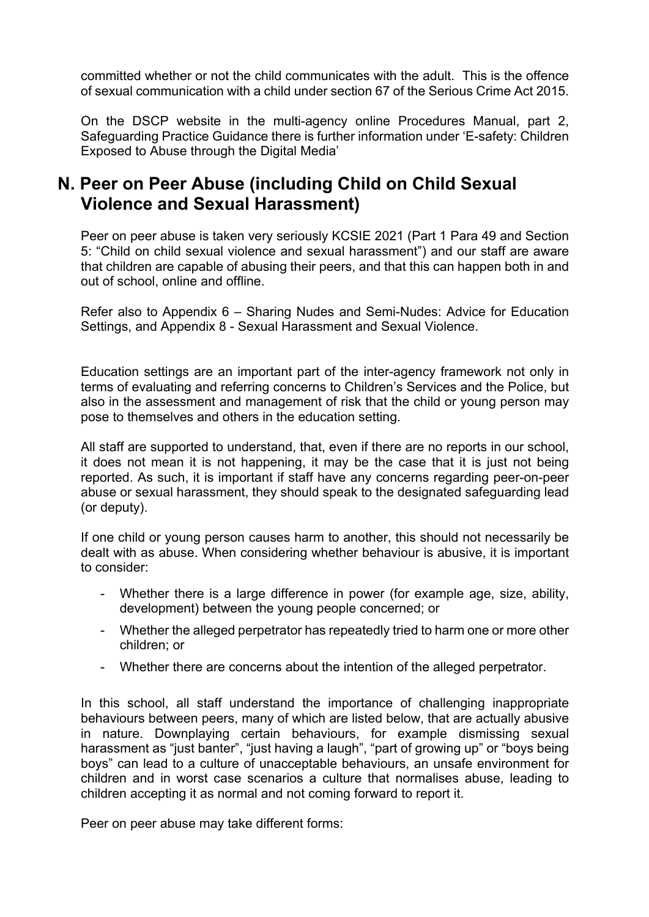committed whether or not the child communicates with the adult. This is the offence of sexual communication with a child under section 67 of the Serious Crime Act 2015.

On the DSCP website in the multi-agency online Procedures Manual, part 2, Safeguarding Practice Guidance there is further information under 'E-safety: Children Exposed to Abuse through the Digital Media'

## N. Peer on Peer Abuse (including Child on Child Sexual Violence and Sexual Harassment)

Peer on peer abuse is taken very seriously KCSIE 2021 (Part 1 Para 49 and Section 5: "Child on child sexual violence and sexual harassment") and our staff are aware that children are capable of abusing their peers, and that this can happen both in and out of school, online and offline.

Refer also to Appendix 6 – Sharing Nudes and Semi-Nudes: Advice for Education Settings, and Appendix 8 - Sexual Harassment and Sexual Violence.

Education settings are an important part of the inter-agency framework not only in terms of evaluating and referring concerns to Children's Services and the Police, but also in the assessment and management of risk that the child or young person may pose to themselves and others in the education setting.

All staff are supported to understand, that, even if there are no reports in our school, it does not mean it is not happening, it may be the case that it is just not being reported. As such, it is important if staff have any concerns regarding peer-on-peer abuse or sexual harassment, they should speak to the designated safeguarding lead (or deputy).

If one child or young person causes harm to another, this should not necessarily be dealt with as abuse. When considering whether behaviour is abusive, it is important to consider:

- Whether there is a large difference in power (for example age, size, ability, development) between the young people concerned; or
- Whether the alleged perpetrator has repeatedly tried to harm one or more other children; or
- Whether there are concerns about the intention of the alleged perpetrator.

In this school, all staff understand the importance of challenging inappropriate behaviours between peers, many of which are listed below, that are actually abusive in nature. Downplaying certain behaviours, for example dismissing sexual harassment as "just banter", "just having a laugh", "part of growing up" or "boys being boys" can lead to a culture of unacceptable behaviours, an unsafe environment for children and in worst case scenarios a culture that normalises abuse, leading to children accepting it as normal and not coming forward to report it.

Peer on peer abuse may take different forms: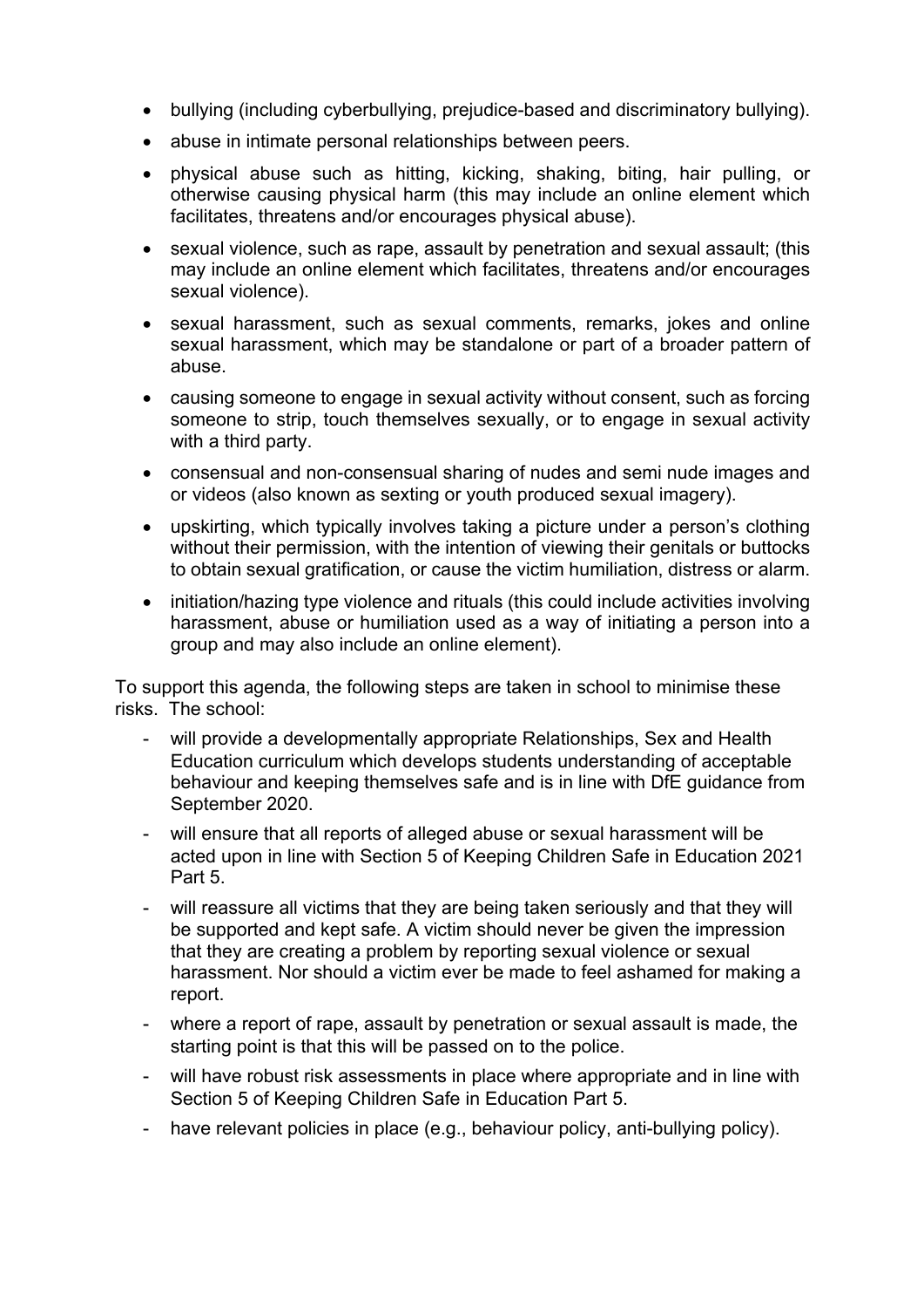- bullying (including cyberbullying, prejudice-based and discriminatory bullying).
- abuse in intimate personal relationships between peers.
- physical abuse such as hitting, kicking, shaking, biting, hair pulling, or otherwise causing physical harm (this may include an online element which facilitates, threatens and/or encourages physical abuse).
- sexual violence, such as rape, assault by penetration and sexual assault; (this may include an online element which facilitates, threatens and/or encourages sexual violence).
- sexual harassment, such as sexual comments, remarks, jokes and online sexual harassment, which may be standalone or part of a broader pattern of abuse.
- causing someone to engage in sexual activity without consent, such as forcing someone to strip, touch themselves sexually, or to engage in sexual activity with a third party.
- consensual and non-consensual sharing of nudes and semi nude images and or videos (also known as sexting or youth produced sexual imagery).
- upskirting, which typically involves taking a picture under a person's clothing without their permission, with the intention of viewing their genitals or buttocks to obtain sexual gratification, or cause the victim humiliation, distress or alarm.
- initiation/hazing type violence and rituals (this could include activities involving harassment, abuse or humiliation used as a way of initiating a person into a group and may also include an online element).

To support this agenda, the following steps are taken in school to minimise these risks. The school:

- will provide a developmentally appropriate Relationships, Sex and Health Education curriculum which develops students understanding of acceptable behaviour and keeping themselves safe and is in line with DfE guidance from September 2020.
- will ensure that all reports of alleged abuse or sexual harassment will be acted upon in line with Section 5 of Keeping Children Safe in Education 2021 Part 5.
- will reassure all victims that they are being taken seriously and that they will be supported and kept safe. A victim should never be given the impression that they are creating a problem by reporting sexual violence or sexual harassment. Nor should a victim ever be made to feel ashamed for making a report.
- where a report of rape, assault by penetration or sexual assault is made, the starting point is that this will be passed on to the police.
- will have robust risk assessments in place where appropriate and in line with Section 5 of Keeping Children Safe in Education Part 5.
- have relevant policies in place (e.g., behaviour policy, anti-bullying policy).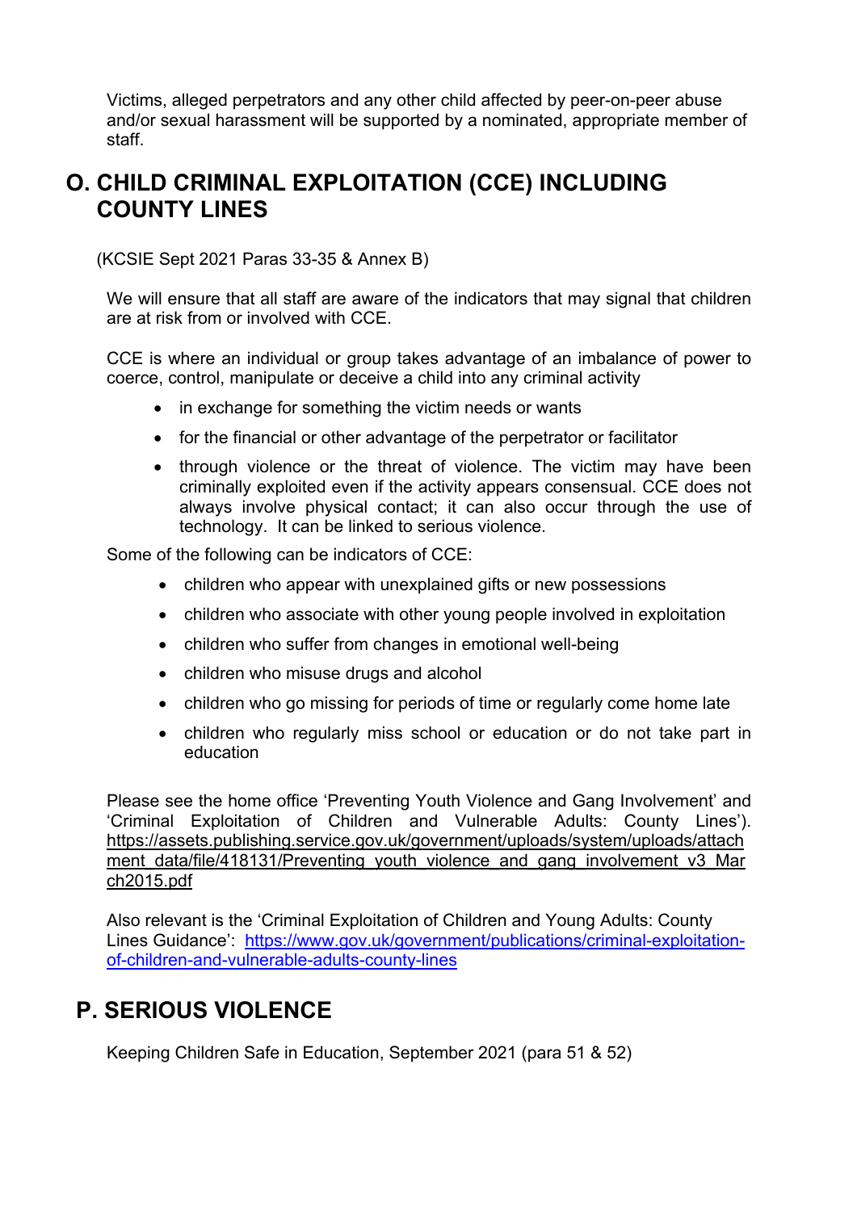Victims, alleged perpetrators and any other child affected by peer-on-peer abuse and/or sexual harassment will be supported by a nominated, appropriate member of staff.

## O. CHILD CRIMINAL EXPLOITATION (CCE) INCLUDING COUNTY LINES

(KCSIE Sept 2021 Paras 33-35 & Annex B)

We will ensure that all staff are aware of the indicators that may signal that children are at risk from or involved with CCE.

CCE is where an individual or group takes advantage of an imbalance of power to coerce, control, manipulate or deceive a child into any criminal activity

- in exchange for something the victim needs or wants
- for the financial or other advantage of the perpetrator or facilitator
- through violence or the threat of violence. The victim may have been criminally exploited even if the activity appears consensual. CCE does not always involve physical contact; it can also occur through the use of technology. It can be linked to serious violence.

Some of the following can be indicators of CCE:

- children who appear with unexplained gifts or new possessions
- children who associate with other young people involved in exploitation
- children who suffer from changes in emotional well-being
- children who misuse drugs and alcohol
- children who go missing for periods of time or regularly come home late
- children who regularly miss school or education or do not take part in education

Please see the home office 'Preventing Youth Violence and Gang Involvement' and 'Criminal Exploitation of Children and Vulnerable Adults: County Lines'). https://assets.publishing.service.gov.uk/government/uploads/system/uploads/attachment_data/file/418131/Preventing_youth_violence_and_gang_involvement_v3_March2015.pdf

Also relevant is the 'Criminal Exploitation of Children and Young Adults: County Lines Guidance': https://www.gov.uk/government/publications/criminal-exploitation-of-children-and-vulnerable-adults-county-lines

## P. SERIOUS VIOLENCE

Keeping Children Safe in Education, September 2021 (para 51 & 52)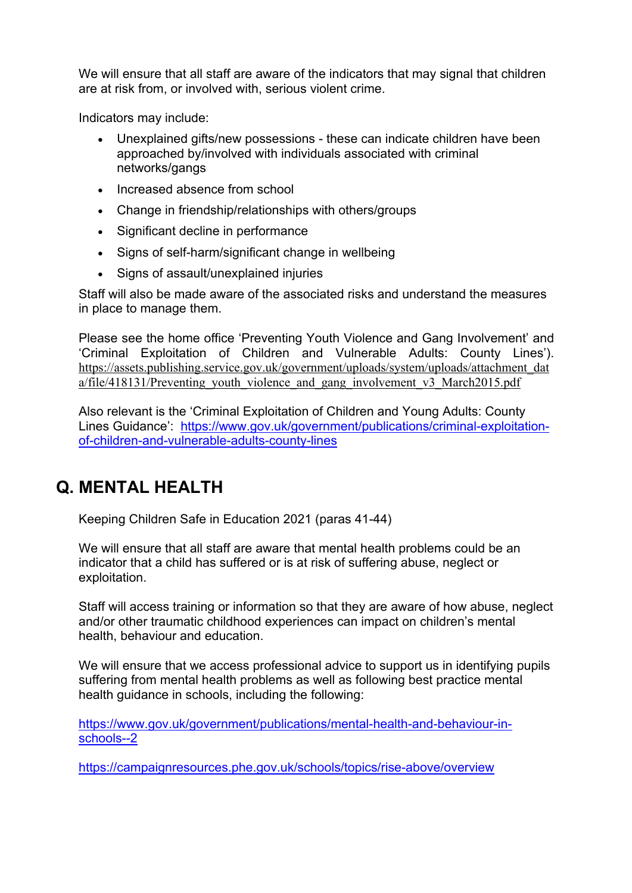We will ensure that all staff are aware of the indicators that may signal that children are at risk from, or involved with, serious violent crime.

Indicators may include:

- Unexplained gifts/new possessions - these can indicate children have been approached by/involved with individuals associated with criminal networks/gangs
- Increased absence from school
- Change in friendship/relationships with others/groups
- Significant decline in performance
- Signs of self-harm/significant change in wellbeing
- Signs of assault/unexplained injuries

Staff will also be made aware of the associated risks and understand the measures in place to manage them.

Please see the home office 'Preventing Youth Violence and Gang Involvement' and 'Criminal Exploitation of Children and Vulnerable Adults: County Lines'). https://assets.publishing.service.gov.uk/government/uploads/system/uploads/attachment_data/file/418131/Preventing_youth_violence_and_gang_involvement_v3_March2015.pdf

Also relevant is the 'Criminal Exploitation of Children and Young Adults: County Lines Guidance': https://www.gov.uk/government/publications/criminal-exploitation-of-children-and-vulnerable-adults-county-lines

## Q. MENTAL HEALTH

Keeping Children Safe in Education 2021 (paras 41-44)

We will ensure that all staff are aware that mental health problems could be an indicator that a child has suffered or is at risk of suffering abuse, neglect or exploitation.

Staff will access training or information so that they are aware of how abuse, neglect and/or other traumatic childhood experiences can impact on children's mental health, behaviour and education.

We will ensure that we access professional advice to support us in identifying pupils suffering from mental health problems as well as following best practice mental health guidance in schools, including the following:

https://www.gov.uk/government/publications/mental-health-and-behaviour-in-schools--2

https://campaignresources.phe.gov.uk/schools/topics/rise-above/overview